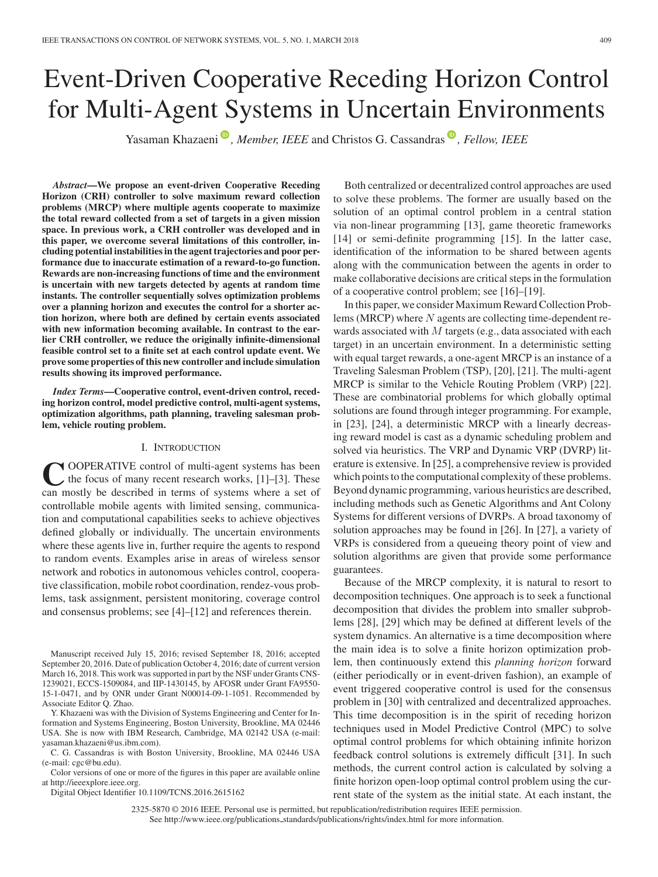# Event-Driven Cooperative Receding Horizon Control for Multi-Agent Systems in Uncertain Environments

Yasaman Khazaeni, *Member, IEEE* and Christos G. Cassandras, *Fellow, IEEE*

***Abstract*—We propose an event-driven Cooperative Receding Horizon (CRH) controller to solve maximum reward collection problems (MRCP) where multiple agents cooperate to maximize the total reward collected from a set of targets in a given mission space. In previous work, a CRH controller was developed and in this paper, we overcome several limitations of this controller, including potential instabilities in the agent trajectories and poor performance due to inaccurate estimation of a reward-to-go function. Rewards are non-increasing functions of time and the environment is uncertain with new targets detected by agents at random time instants. The controller sequentially solves optimization problems over a planning horizon and executes the control for a shorter action horizon, where both are defined by certain events associated with new information becoming available. In contrast to the earlier CRH controller, we reduce the originally infinite-dimensional feasible control set to a finite set at each control update event. We prove some properties of this new controller and include simulation results showing its improved performance.**

***Index Terms*—Cooperative control, event-driven control, receding horizon control, model predictive control, multi-agent systems, optimization algorithms, path planning, traveling salesman problem, vehicle routing problem.**

## I. Introduction

Cooperative control of multi-agent systems has been the focus of many recent research works, [1]–[3]. These can mostly be described in terms of systems where a set of controllable mobile agents with limited sensing, communication and computational capabilities seeks to achieve objectives defined globally or individually. The uncertain environments where these agents live in, further require the agents to respond to random events. Examples arise in areas of wireless sensor network and robotics in autonomous vehicles control, cooperative classification, mobile robot coordination, rendez-vous problems, task assignment, persistent monitoring, coverage control and consensus problems; see [4]–[12] and references therein.

Manuscript received July 15, 2016; revised September 18, 2016; accepted September 20, 2016. Date of publication October 4, 2016; date of current version March 16, 2018. This work was supported in part by the NSF under Grants CNS-1239021, ECCS-1509084, and IIP-1430145, by AFOSR under Grant FA9550-15-1-0471, and by ONR under Grant N00014-09-1-1051. Recommended by Associate Editor Q. Zhao.

Y. Khazaeni was with the Division of Systems Engineering and Center for Information and Systems Engineering, Boston University, Brookline, MA 02446 USA. She is now with IBM Research, Cambridge, MA 02142 USA (e-mail: yasaman.khazaeni@us.ibm.com).

C. G. Cassandras is with Boston University, Brookline, MA 02446 USA (e-mail: cgc@bu.edu).

Color versions of one or more of the figures in this paper are available online at http://ieeexplore.ieee.org.

Digital Object Identifier 10.1109/TCNS.2016.2615162

Both centralized or decentralized control approaches are used to solve these problems. The former are usually based on the solution of an optimal control problem in a central station via non-linear programming [13], game theoretic frameworks [14] or semi-definite programming [15]. In the latter case, identification of the information to be shared between agents along with the communication between the agents in order to make collaborative decisions are critical steps in the formulation of a cooperative control problem; see [16]–[19].

In this paper, we consider Maximum Reward Collection Problems (MRCP) where $N$ agents are collecting time-dependent rewards associated with $M$ targets (e.g., data associated with each target) in an uncertain environment. In a deterministic setting with equal target rewards, a one-agent MRCP is an instance of a Traveling Salesman Problem (TSP), [20], [21]. The multi-agent MRCP is similar to the Vehicle Routing Problem (VRP) [22]. These are combinatorial problems for which globally optimal solutions are found through integer programming. For example, in [23], [24], a deterministic MRCP with a linearly decreasing reward model is cast as a dynamic scheduling problem and solved via heuristics. The VRP and Dynamic VRP (DVRP) literature is extensive. In [25], a comprehensive review is provided which points to the computational complexity of these problems. Beyond dynamic programming, various heuristics are described, including methods such as Genetic Algorithms and Ant Colony Systems for different versions of DVRPs. A broad taxonomy of solution approaches may be found in [26]. In [27], a variety of VRPs is considered from a queueing theory point of view and solution algorithms are given that provide some performance guarantees.

Because of the MRCP complexity, it is natural to resort to decomposition techniques. One approach is to seek a functional decomposition that divides the problem into smaller subproblems [28], [29] which may be defined at different levels of the system dynamics. An alternative is a time decomposition where the main idea is to solve a finite horizon optimization problem, then continuously extend this *planning horizon* forward (either periodically or in event-driven fashion), an example of event triggered cooperative control is used for the consensus problem in [30] with centralized and decentralized approaches. This time decomposition is in the spirit of receding horizon techniques used in Model Predictive Control (MPC) to solve optimal control problems for which obtaining infinite horizon feedback control solutions is extremely difficult [31]. In such methods, the current control action is calculated by solving a finite horizon open-loop optimal control problem using the current state of the system as the initial state. At each instant, the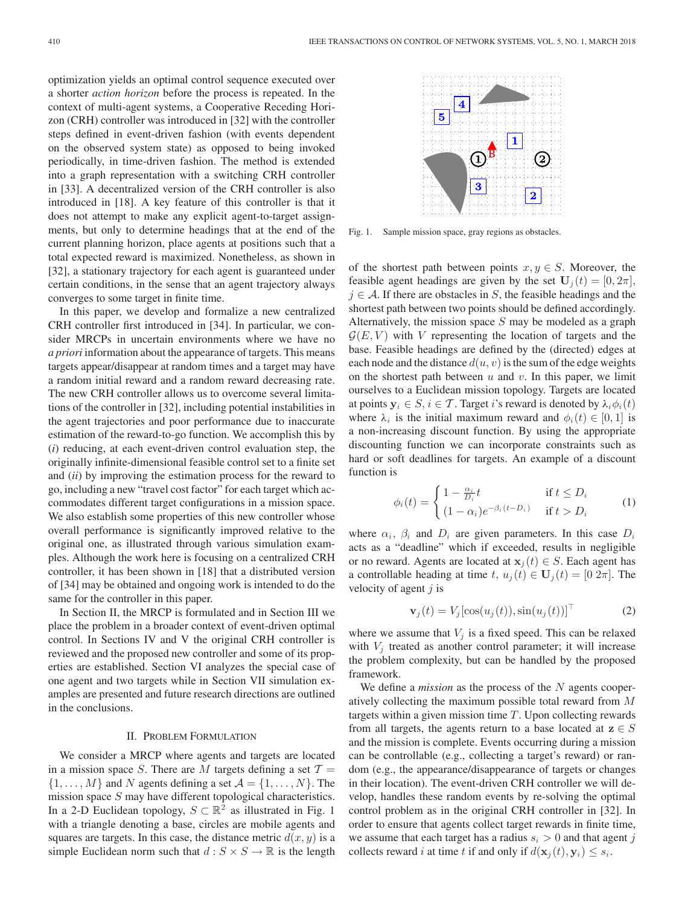optimization yields an optimal control sequence executed over a shorter *action horizon* before the process is repeated. In the context of multi-agent systems, a Cooperative Receding Horizon (CRH) controller was introduced in [32] with the controller steps defined in event-driven fashion (with events dependent on the observed system state) as opposed to being invoked periodically, in time-driven fashion. The method is extended into a graph representation with a switching CRH controller in [33]. A decentralized version of the CRH controller is also introduced in [18]. A key feature of this controller is that it does not attempt to make any explicit agent-to-target assignments, but only to determine headings that at the end of the current planning horizon, place agents at positions such that a total expected reward is maximized. Nonetheless, as shown in [32], a stationary trajectory for each agent is guaranteed under certain conditions, in the sense that an agent trajectory always converges to some target in finite time.

In this paper, we develop and formalize a new centralized CRH controller first introduced in [34]. In particular, we consider MRCPs in uncertain environments where we have no *a priori* information about the appearance of targets. This means targets appear/disappear at random times and a target may have a random initial reward and a random reward decreasing rate. The new CRH controller allows us to overcome several limitations of the controller in [32], including potential instabilities in the agent trajectories and poor performance due to inaccurate estimation of the reward-to-go function. We accomplish this by (*i*) reducing, at each event-driven control evaluation step, the originally infinite-dimensional feasible control set to a finite set and (*ii*) by improving the estimation process for the reward to go, including a new "travel cost factor" for each target which accommodates different target configurations in a mission space. We also establish some properties of this new controller whose overall performance is significantly improved relative to the original one, as illustrated through various simulation examples. Although the work here is focusing on a centralized CRH controller, it has been shown in [18] that a distributed version of [34] may be obtained and ongoing work is intended to do the same for the controller in this paper.

In Section II, the MRCP is formulated and in Section III we place the problem in a broader context of event-driven optimal control. In Sections IV and V the original CRH controller is reviewed and the proposed new controller and some of its properties are established. Section VI analyzes the special case of one agent and two targets while in Section VII simulation examples are presented and future research directions are outlined in the conclusions.

## II. Problem Formulation

We consider a MRCP where agents and targets are located in a mission space $S$. There are $M$ targets defining a set $\mathcal{T} = \{1, \ldots, M\}$ and $N$ agents defining a set $\mathcal{A} = \{1, \ldots, N\}$. The mission space $S$ may have different topological characteristics. In a 2-D Euclidean topology, $S \subset \mathbb{R}^2$ as illustrated in Fig. 1 with a triangle denoting a base, circles are mobile agents and squares are targets. In this case, the distance metric $d(x, y)$ is a simple Euclidean norm such that $d : S \times S \to \mathbb{R}$ is the length of the shortest path between points $x, y \in S$. Moreover, the feasible agent headings are given by the set $\mathbf{U}_j(t) = [0, 2\pi]$, $j \in \mathcal{A}$. If there are obstacles in $S$, the feasible headings and the shortest path between two points should be defined accordingly. Alternatively, the mission space $S$ may be modeled as a graph $\mathcal{G}(E, V)$ with $V$ representing the location of targets and the base. Feasible headings are defined by the (directed) edges at each node and the distance $d(u, v)$ is the sum of the edge weights on the shortest path between $u$ and $v$. In this paper, we limit ourselves to a Euclidean mission topology. Targets are located at points $\mathbf{y}_i \in S$, $i \in \mathcal{T}$. Target $i$'s reward is denoted by $\lambda_i \phi_i(t)$ where $\lambda_i$ is the initial maximum reward and $\phi_i(t) \in [0, 1]$ is a non-increasing discount function. By using the appropriate discounting function we can incorporate constraints such as hard or soft deadlines for targets. An example of a discount function is

Fig. 1. Sample mission space, gray regions as obstacles.

$$\phi_i(t) = \begin{cases} 1 - \frac{\alpha_i}{D_i} t & \text{if } t \le D_i \\ (1 - \alpha_i) e^{-\beta_i (t - D_i)} & \text{if } t > D_i \end{cases} \tag{1}$$

where $\alpha_i$, $\beta_i$ and $D_i$ are given parameters. In this case $D_i$ acts as a "deadline" which if exceeded, results in negligible or no reward. Agents are located at $\mathbf{x}_j(t) \in S$. Each agent has a controllable heading at time $t$, $u_j(t) \in \mathbf{U}_j(t) = [0\ 2\pi]$. The velocity of agent $j$ is

$$\mathbf{v}_j(t) = V_j [\cos(u_j(t)), \sin(u_j(t))]^\top \tag{2}$$

where we assume that $V_j$ is a fixed speed. This can be relaxed with $V_j$ treated as another control parameter; it will increase the problem complexity, but can be handled by the proposed framework.

We define a *mission* as the process of the $N$ agents cooperatively collecting the maximum possible total reward from $M$ targets within a given mission time $T$. Upon collecting rewards from all targets, the agents return to a base located at $\mathbf{z} \in S$ and the mission is complete. Events occurring during a mission can be controllable (e.g., collecting a target's reward) or random (e.g., the appearance/disappearance of targets or changes in their location). The event-driven CRH controller we will develop, handles these random events by re-solving the optimal control problem as in the original CRH controller in [32]. In order to ensure that agents collect target rewards in finite time, we assume that each target has a radius $s_i > 0$ and that agent $j$ collects reward $i$ at time $t$ if and only if $d(\mathbf{x}_j(t), \mathbf{y}_i) \le s_i$.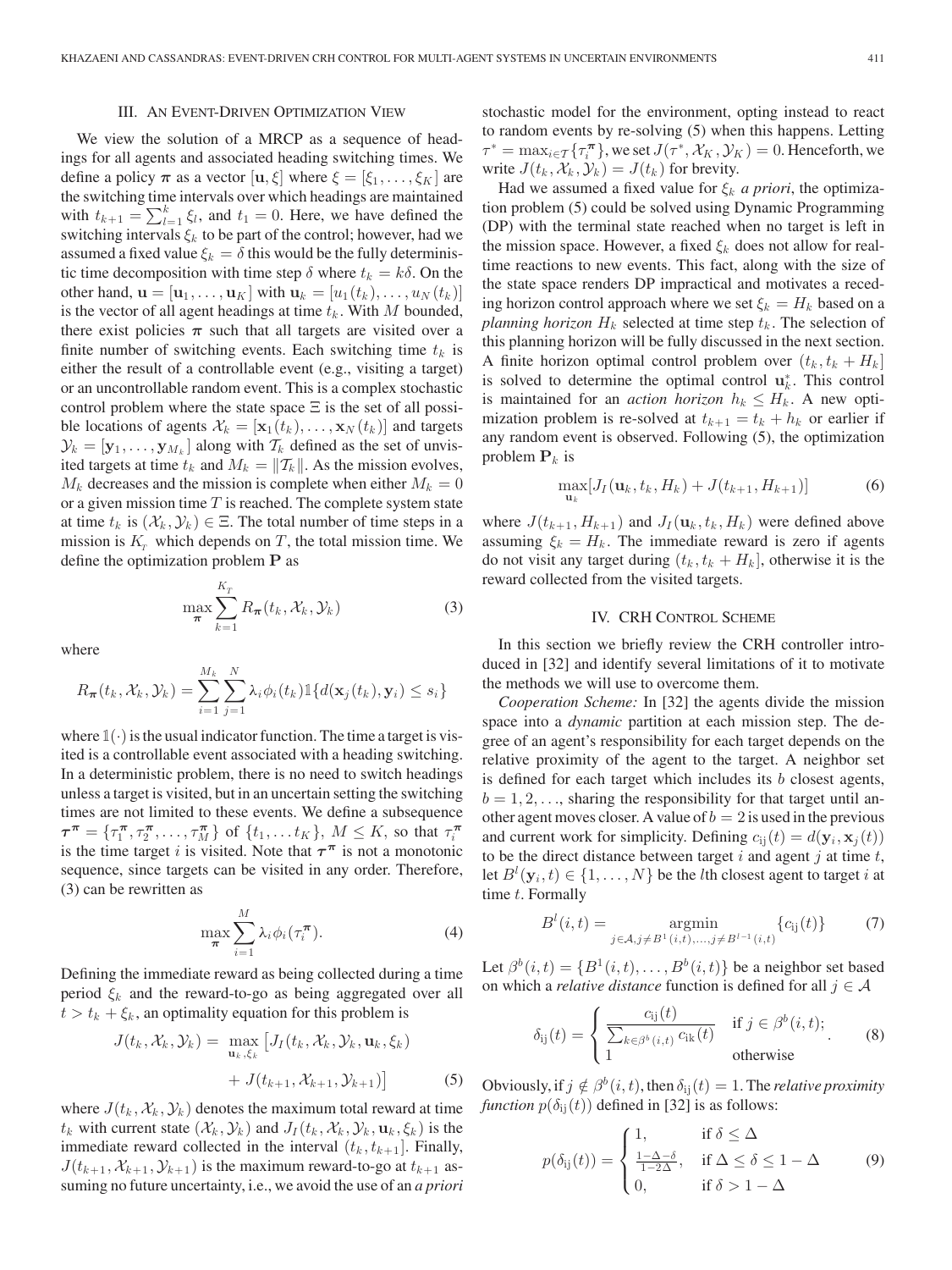## III. An Event-Driven Optimization View

We view the solution of a MRCP as a sequence of headings for all agents and associated heading switching times. We define a policy $\boldsymbol{\pi}$ as a vector $[\mathbf{u}, \xi]$ where $\xi = [\xi_1, \ldots, \xi_K]$ are the switching time intervals over which headings are maintained with $t_{k+1} = \sum_{l=1}^{k} \xi_l$, and $t_1 = 0$. Here, we have defined the switching intervals $\xi_k$ to be part of the control; however, had we assumed a fixed value $\xi_k = \delta$ this would be the fully deterministic time decomposition with time step $\delta$ where $t_k = k\delta$. On the other hand, $\mathbf{u} = [\mathbf{u}_1, \ldots, \mathbf{u}_K]$ with $\mathbf{u}_k = [u_1(t_k), \ldots, u_N(t_k)]$ is the vector of all agent headings at time $t_k$. With $M$ bounded, there exist policies $\boldsymbol{\pi}$ such that all targets are visited over a finite number of switching events. Each switching time $t_k$ is either the result of a controllable event (e.g., visiting a target) or an uncontrollable random event. This is a complex stochastic control problem where the state space $\Xi$ is the set of all possible locations of agents $\mathcal{X}_k = [\mathbf{x}_1(t_k), \ldots, \mathbf{x}_N(t_k)]$ and targets $\mathcal{Y}_k = [\mathbf{y}_1, \ldots, \mathbf{y}_{M_k}]$ along with $\mathcal{T}_k$ defined as the set of unvisited targets at time $t_k$ and $M_k = \|\mathcal{T}_k\|$. As the mission evolves, $M_k$ decreases and the mission is complete when either $M_k = 0$ or a given mission time $T$ is reached. The complete system state at time $t_k$ is $(\mathcal{X}_k, \mathcal{Y}_k) \in \Xi$. The total number of time steps in a mission is $K_T$ which depends on $T$, the total mission time. We define the optimization problem $\mathbf{P}$ as

$$\max_{\boldsymbol{\pi}} \sum_{k=1}^{K_T} R_{\boldsymbol{\pi}}(t_k, \mathcal{X}_k, \mathcal{Y}_k) \tag{3}$$

where

$$R_{\boldsymbol{\pi}}(t_k, \mathcal{X}_k, \mathcal{Y}_k) = \sum_{i=1}^{M_k} \sum_{j=1}^{N} \lambda_i \phi_i(t_k) \mathbb{1}\{d(\mathbf{x}_j(t_k), \mathbf{y}_i) \le s_i\}$$

where $\mathbb{1}(\cdot)$ is the usual indicator function. The time a target is visited is a controllable event associated with a heading switching. In a deterministic problem, there is no need to switch headings unless a target is visited, but in an uncertain setting the switching times are not limited to these events. We define a subsequence $\boldsymbol{\tau}^{\boldsymbol{\pi}} = \{\tau_1^{\boldsymbol{\pi}}, \tau_2^{\boldsymbol{\pi}}, \ldots, \tau_M^{\boldsymbol{\pi}}\}$ of $\{t_1, \ldots t_K\}$, $M \le K$, so that $\tau_i^{\boldsymbol{\pi}}$ is the time target $i$ is visited. Note that $\boldsymbol{\tau}^{\boldsymbol{\pi}}$ is not a monotonic sequence, since targets can be visited in any order. Therefore, (3) can be rewritten as

$$\max_{\boldsymbol{\pi}} \sum_{i=1}^{M} \lambda_i \phi_i(\tau_i^{\boldsymbol{\pi}}). \tag{4}$$

Defining the immediate reward as being collected during a time period $\xi_k$ and the reward-to-go as being aggregated over all $t > t_k + \xi_k$, an optimality equation for this problem is

$$\begin{aligned} J(t_k, \mathcal{X}_k, \mathcal{Y}_k) = \max_{\mathbf{u}_k, \xi_k} \big[ & J_I(t_k, \mathcal{X}_k, \mathcal{Y}_k, \mathbf{u}_k, \xi_k) \\ & + J(t_{k+1}, \mathcal{X}_{k+1}, \mathcal{Y}_{k+1}) \big] \end{aligned} \tag{5}$$

where $J(t_k, \mathcal{X}_k, \mathcal{Y}_k)$ denotes the maximum total reward at time $t_k$ with current state $(\mathcal{X}_k, \mathcal{Y}_k)$ and $J_I(t_k, \mathcal{X}_k, \mathcal{Y}_k, \mathbf{u}_k, \xi_k)$ is the immediate reward collected in the interval $(t_k, t_{k+1}]$. Finally, $J(t_{k+1}, \mathcal{X}_{k+1}, \mathcal{Y}_{k+1})$ is the maximum reward-to-go at $t_{k+1}$ assuming no future uncertainty, i.e., we avoid the use of an *a priori* stochastic model for the environment, opting instead to react to random events by re-solving (5) when this happens. Letting $\tau^* = \max_{i \in \mathcal{T}}\{\tau_i^{\boldsymbol{\pi}}\}$, we set $J(\tau^*, \mathcal{X}_K, \mathcal{Y}_K) = 0$. Henceforth, we write $J(t_k, \mathcal{X}_k, \mathcal{Y}_k) = J(t_k)$ for brevity.

Had we assumed a fixed value for $\xi_k$ *a priori*, the optimization problem (5) could be solved using Dynamic Programming (DP) with the terminal state reached when no target is left in the mission space. However, a fixed $\xi_k$ does not allow for real-time reactions to new events. This fact, along with the size of the state space renders DP impractical and motivates a receding horizon control approach where we set $\xi_k = H_k$ based on a *planning horizon* $H_k$ selected at time step $t_k$. The selection of this planning horizon will be fully discussed in the next section. A finite horizon optimal control problem over $(t_k, t_k + H_k]$ is solved to determine the optimal control $\mathbf{u}_k^*$. This control is maintained for an *action horizon* $h_k \le H_k$. A new optimization problem is re-solved at $t_{k+1} = t_k + h_k$ or earlier if any random event is observed. Following (5), the optimization problem $\mathbf{P}_k$ is

$$\max_{\mathbf{u}_k} [J_I(\mathbf{u}_k, t_k, H_k) + J(t_{k+1}, H_{k+1})] \tag{6}$$

where $J(t_{k+1}, H_{k+1})$ and $J_I(\mathbf{u}_k, t_k, H_k)$ were defined above assuming $\xi_k = H_k$. The immediate reward is zero if agents do not visit any target during $(t_k, t_k + H_k]$, otherwise it is the reward collected from the visited targets.

## IV. CRH Control Scheme

In this section we briefly review the CRH controller introduced in [32] and identify several limitations of it to motivate the methods we will use to overcome them.

*Cooperation Scheme:* In [32] the agents divide the mission space into a *dynamic* partition at each mission step. The degree of an agent's responsibility for each target depends on the relative proximity of the agent to the target. A neighbor set is defined for each target which includes its $b$ closest agents, $b = 1, 2, \ldots$, sharing the responsibility for that target until another agent moves closer. A value of $b = 2$ is used in the previous and current work for simplicity. Defining $c_{ij}(t) = d(\mathbf{y}_i, \mathbf{x}_j(t))$ to be the direct distance between target $i$ and agent $j$ at time $t$, let $B^l(\mathbf{y}_i, t) \in \{1, \ldots, N\}$ be the $l$th closest agent to target $i$ at time $t$. Formally

$$B^l(i, t) = \operatorname*{argmin}_{j \in \mathcal{A}, j \ne B^1(i,t), \ldots, j \ne B^{l-1}(i,t)} \{c_{ij}(t)\} \tag{7}$$

Let $\beta^b(i, t) = \{B^1(i, t), \ldots, B^b(i, t)\}$ be a neighbor set based on which a *relative distance* function is defined for all $j \in \mathcal{A}$

$$\delta_{ij}(t) = \begin{cases} \dfrac{c_{ij}(t)}{\sum_{k \in \beta^b(i,t)} c_{ik}(t)} & \text{if } j \in \beta^b(i, t); \\ 1 & \text{otherwise} \end{cases}. \tag{8}$$

Obviously, if $j \notin \beta^b(i, t)$, then $\delta_{ij}(t) = 1$. The *relative proximity function* $p(\delta_{ij}(t))$ defined in [32] is as follows:

$$p(\delta_{ij}(t)) = \begin{cases} 1, & \text{if } \delta \le \Delta \\ \frac{1 - \Delta - \delta}{1 - 2\Delta}, & \text{if } \Delta \le \delta \le 1 - \Delta \\ 0, & \text{if } \delta > 1 - \Delta \end{cases} \tag{9}$$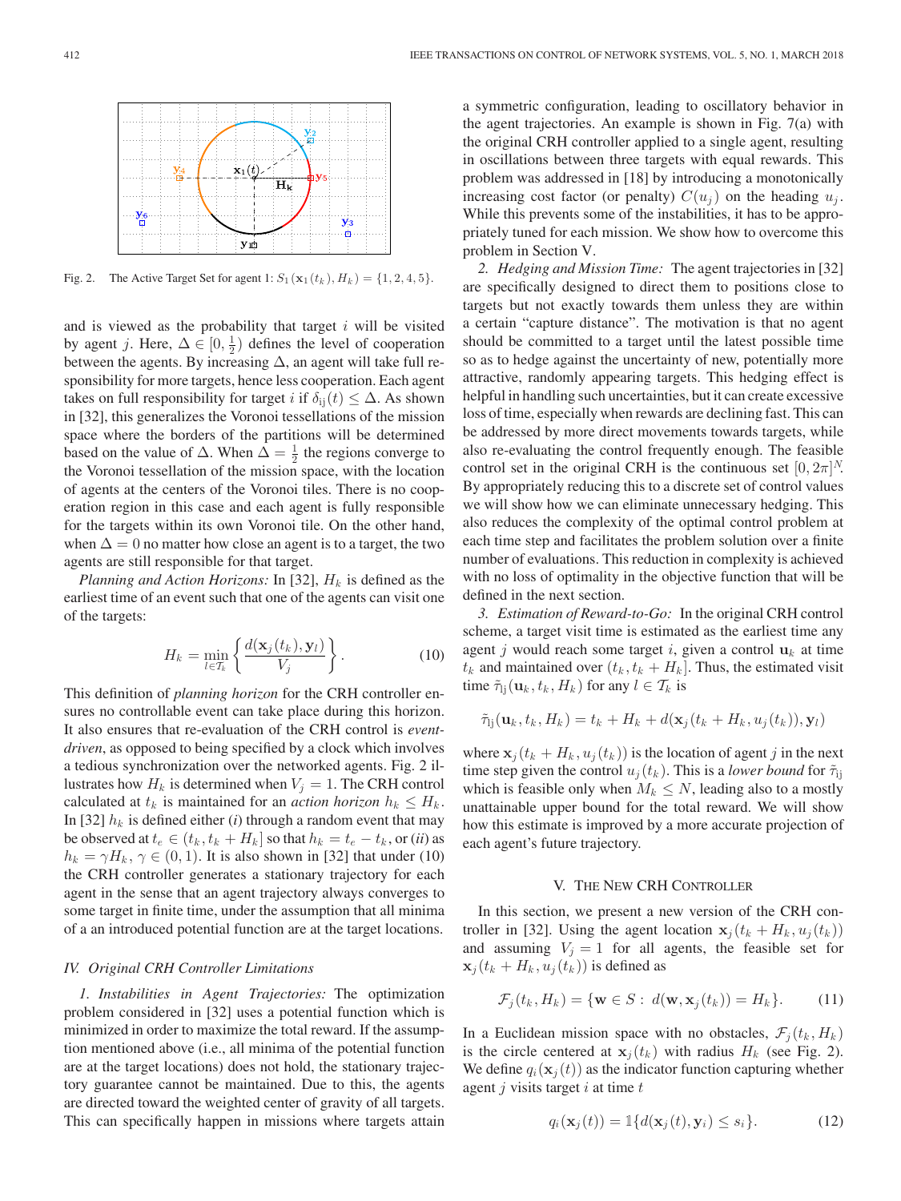Fig. 2. The Active Target Set for agent 1: $S_1(\mathbf{x}_1(t_k), H_k) = \{1, 2, 4, 5\}$.

and is viewed as the probability that target $i$ will be visited by agent $j$. Here, $\Delta \in [0, \frac{1}{2})$ defines the level of cooperation between the agents. By increasing $\Delta$, an agent will take full responsibility for more targets, hence less cooperation. Each agent takes on full responsibility for target $i$ if $\delta_{ij}(t) \leq \Delta$. As shown in [32], this generalizes the Voronoi tessellations of the mission space where the borders of the partitions will be determined based on the value of $\Delta$. When $\Delta = \frac{1}{2}$ the regions converge to the Voronoi tessellation of the mission space, with the location of agents at the centers of the Voronoi tiles. There is no cooperation region in this case and each agent is fully responsible for the targets within its own Voronoi tile. On the other hand, when $\Delta = 0$ no matter how close an agent is to a target, the two agents are still responsible for that target.

*Planning and Action Horizons:* In [32], $H_k$ is defined as the earliest time of an event such that one of the agents can visit one of the targets:

$$H_k = \min_{l \in \mathcal{T}_k} \left\{ \frac{d(\mathbf{x}_j(t_k), \mathbf{y}_l)}{V_j} \right\}. \tag{10}$$

This definition of *planning horizon* for the CRH controller ensures no controllable event can take place during this horizon. It also ensures that re-evaluation of the CRH control is *event-driven*, as opposed to being specified by a clock which involves a tedious synchronization over the networked agents. Fig. 2 illustrates how $H_k$ is determined when $V_j = 1$. The CRH control calculated at $t_k$ is maintained for an *action horizon* $h_k \leq H_k$. In [32] $h_k$ is defined either (*i*) through a random event that may be observed at $t_e \in (t_k, t_k + H_k]$ so that $h_k = t_e - t_k$, or (*ii*) as $h_k = \gamma H_k$, $\gamma \in (0, 1)$. It is also shown in [32] that under (10) the CRH controller generates a stationary trajectory for each agent in the sense that an agent trajectory always converges to some target in finite time, under the assumption that all minima of a an introduced potential function are at the target locations.

## IV. Original CRH Controller Limitations

*1. Instabilities in Agent Trajectories:* The optimization problem considered in [32] uses a potential function which is minimized in order to maximize the total reward. If the assumption mentioned above (i.e., all minima of the potential function are at the target locations) does not hold, the stationary trajectory guarantee cannot be maintained. Due to this, the agents are directed toward the weighted center of gravity of all targets. This can specifically happen in missions where targets attain a symmetric configuration, leading to oscillatory behavior in the agent trajectories. An example is shown in Fig. 7(a) with the original CRH controller applied to a single agent, resulting in oscillations between three targets with equal rewards. This problem was addressed in [18] by introducing a monotonically increasing cost factor (or penalty) $C(u_j)$ on the heading $u_j$. While this prevents some of the instabilities, it has to be appropriately tuned for each mission. We show how to overcome this problem in Section V.

*2. Hedging and Mission Time:* The agent trajectories in [32] are specifically designed to direct them to positions close to targets but not exactly towards them unless they are within a certain "capture distance". The motivation is that no agent should be committed to a target until the latest possible time so as to hedge against the uncertainty of new, potentially more attractive, randomly appearing targets. This hedging effect is helpful in handling such uncertainties, but it can create excessive loss of time, especially when rewards are declining fast. This can be addressed by more direct movements towards targets, while also re-evaluating the control frequently enough. The feasible control set in the original CRH is the continuous set $[0, 2\pi]^N$. By appropriately reducing this to a discrete set of control values we will show how we can eliminate unnecessary hedging. This also reduces the complexity of the optimal control problem at each time step and facilitates the problem solution over a finite number of evaluations. This reduction in complexity is achieved with no loss of optimality in the objective function that will be defined in the next section.

*3. Estimation of Reward-to-Go:* In the original CRH control scheme, a target visit time is estimated as the earliest time any agent $j$ would reach some target $i$, given a control $\mathbf{u}_k$ at time $t_k$ and maintained over $(t_k, t_k + H_k]$. Thus, the estimated visit time $\tilde{\tau}_{lj}(\mathbf{u}_k, t_k, H_k)$ for any $l \in \mathcal{T}_k$ is

$$\tilde{\tau}_{lj}(\mathbf{u}_k, t_k, H_k) = t_k + H_k + d(\mathbf{x}_j(t_k + H_k, u_j(t_k)), \mathbf{y}_l)$$

where $\mathbf{x}_j(t_k + H_k, u_j(t_k))$ is the location of agent $j$ in the next time step given the control $u_j(t_k)$. This is a *lower bound* for $\tilde{\tau}_{lj}$ which is feasible only when $M_k \leq N$, leading also to a mostly unattainable upper bound for the total reward. We will show how this estimate is improved by a more accurate projection of each agent's future trajectory.

# V. The New CRH Controller

In this section, we present a new version of the CRH controller in [32]. Using the agent location $\mathbf{x}_j(t_k + H_k, u_j(t_k))$ and assuming $V_j = 1$ for all agents, the feasible set for $\mathbf{x}_j(t_k + H_k, u_j(t_k))$ is defined as

$$\mathcal{F}_j(t_k, H_k) = \{\mathbf{w} \in S : \ d(\mathbf{w}, \mathbf{x}_j(t_k)) = H_k\}. \tag{11}$$

In a Euclidean mission space with no obstacles, $\mathcal{F}_j(t_k, H_k)$ is the circle centered at $\mathbf{x}_j(t_k)$ with radius $H_k$ (see Fig. 2). We define $q_i(\mathbf{x}_j(t))$ as the indicator function capturing whether agent $j$ visits target $i$ at time $t$

$$q_i(\mathbf{x}_j(t)) = \mathbb{1}\{d(\mathbf{x}_j(t), \mathbf{y}_i) \leq s_i\}. \tag{12}$$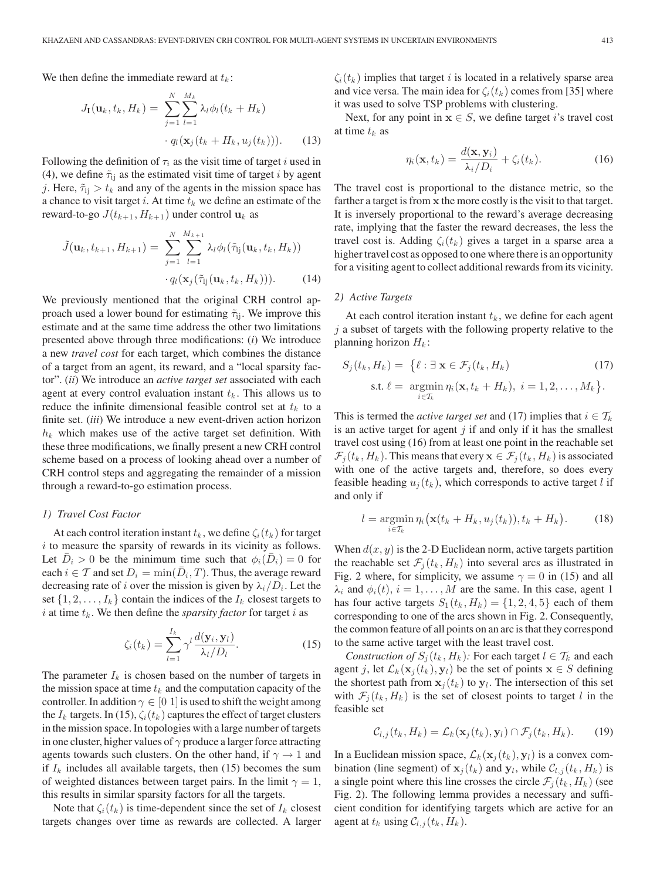We then define the immediate reward at $t_k$:

$$J_{\mathbf{I}}(\mathbf{u}_k, t_k, H_k) = \sum_{j=1}^{N} \sum_{l=1}^{M_k} \lambda_l \phi_l(t_k + H_k) \cdot q_l(\mathbf{x}_j(t_k + H_k, u_j(t_k))). \tag{13}$$

Following the definition of $\tau_i$ as the visit time of target $i$ used in (4), we define $\tilde{\tau}_{ij}$ as the estimated visit time of target $i$ by agent $j$. Here, $\tilde{\tau}_{ij} > t_k$ and any of the agents in the mission space has a chance to visit target $i$. At time $t_k$ we define an estimate of the reward-to-go $J(t_{k+1}, H_{k+1})$ under control $\mathbf{u}_k$ as

$$\tilde{J}(\mathbf{u}_k, t_{k+1}, H_{k+1}) = \sum_{j=1}^{N} \sum_{l=1}^{M_{k+1}} \lambda_l \phi_l(\tilde{\tau}_{lj}(\mathbf{u}_k, t_k, H_k)) \cdot q_l(\mathbf{x}_j(\tilde{\tau}_{lj}(\mathbf{u}_k, t_k, H_k))). \tag{14}$$

We previously mentioned that the original CRH control approach used a lower bound for estimating $\tilde{\tau}_{ij}$. We improve this estimate and at the same time address the other two limitations presented above through three modifications: (*i*) We introduce a new *travel cost* for each target, which combines the distance of a target from an agent, its reward, and a "local sparsity factor". (*ii*) We introduce an *active target set* associated with each agent at every control evaluation instant $t_k$. This allows us to reduce the infinite dimensional feasible control set at $t_k$ to a finite set. (*iii*) We introduce a new event-driven action horizon $h_k$ which makes use of the active target set definition. With these three modifications, we finally present a new CRH control scheme based on a process of looking ahead over a number of CRH control steps and aggregating the remainder of a mission through a reward-to-go estimation process.

#### *1) Travel Cost Factor*

At each control iteration instant $t_k$, we define $\zeta_i(t_k)$ for target $i$ to measure the sparsity of rewards in its vicinity as follows. Let $\bar{D}_i > 0$ be the minimum time such that $\phi_i(\bar{D}_i) = 0$ for each $i \in \mathcal{T}$ and set $D_i = \min(\bar{D}_i, T)$. Thus, the average reward decreasing rate of $i$ over the mission is given by $\lambda_i / D_i$. Let the set $\{1, 2, \ldots, I_k\}$ contain the indices of the $I_k$ closest targets to $i$ at time $t_k$. We then define the *sparsity factor* for target $i$ as

$$\zeta_i(t_k) = \sum_{l=1}^{I_k} \gamma^l \frac{d(\mathbf{y}_i, \mathbf{y}_l)}{\lambda_l / D_l}. \tag{15}$$

The parameter $I_k$ is chosen based on the number of targets in the mission space at time $t_k$ and the computation capacity of the controller. In addition $\gamma \in [0\ 1]$ is used to shift the weight among the $I_k$ targets. In (15), $\zeta_i(t_k)$ captures the effect of target clusters in the mission space. In topologies with a large number of targets in one cluster, higher values of $\gamma$ produce a larger force attracting agents towards such clusters. On the other hand, if $\gamma \to 1$ and if $I_k$ includes all available targets, then (15) becomes the sum of weighted distances between target pairs. In the limit $\gamma = 1$, this results in similar sparsity factors for all the targets.

Note that $\zeta_i(t_k)$ is time-dependent since the set of $I_k$ closest targets changes over time as rewards are collected. A larger $\zeta_i(t_k)$ implies that target $i$ is located in a relatively sparse area and vice versa. The main idea for $\zeta_i(t_k)$ comes from [35] where it was used to solve TSP problems with clustering.

Next, for any point in $\mathbf{x} \in S$, we define target $i$'s travel cost at time $t_k$ as

$$\eta_i(\mathbf{x}, t_k) = \frac{d(\mathbf{x}, \mathbf{y}_i)}{\lambda_i / D_i} + \zeta_i(t_k). \tag{16}$$

The travel cost is proportional to the distance metric, so the farther a target is from $\mathbf{x}$ the more costly is the visit to that target. It is inversely proportional to the reward's average decreasing rate, implying that the faster the reward decreases, the less the travel cost is. Adding $\zeta_i(t_k)$ gives a target in a sparse area a higher travel cost as opposed to one where there is an opportunity for a visiting agent to collect additional rewards from its vicinity.

#### *2) Active Targets*

At each control iteration instant $t_k$, we define for each agent $j$ a subset of targets with the following property relative to the planning horizon $H_k$:

$$S_j(t_k, H_k) = \{\ell : \exists\, \mathbf{x} \in \mathcal{F}_j(t_k, H_k) \ \text{s.t.}\ \ell = \operatorname*{argmin}_{i \in \mathcal{T}_k} \eta_i(\mathbf{x}, t_k + H_k),\ i = 1, 2, \ldots, M_k\}. \tag{17}$$

This is termed the *active target set* and (17) implies that $i \in \mathcal{T}_k$ is an active target for agent $j$ if and only if it has the smallest travel cost using (16) from at least one point in the reachable set $\mathcal{F}_j(t_k, H_k)$. This means that every $\mathbf{x} \in \mathcal{F}_j(t_k, H_k)$ is associated with one of the active targets and, therefore, so does every feasible heading $u_j(t_k)$, which corresponds to active target $l$ if and only if

$$l = \operatorname*{argmin}_{i \in \mathcal{T}_k} \eta_i\big(\mathbf{x}(t_k + H_k, u_j(t_k)), t_k + H_k\big). \tag{18}$$

When $d(x, y)$ is the 2-D Euclidean norm, active targets partition the reachable set $\mathcal{F}_j(t_k, H_k)$ into several arcs as illustrated in Fig. 2 where, for simplicity, we assume $\gamma = 0$ in (15) and all $\lambda_i$ and $\phi_i(t)$, $i = 1, \ldots, M$ are the same. In this case, agent 1 has four active targets $S_1(t_k, H_k) = \{1, 2, 4, 5\}$ each of them corresponding to one of the arcs shown in Fig. 2. Consequently, the common feature of all points on an arc is that they correspond to the same active target with the least travel cost.

*Construction of $S_j(t_k, H_k)$:* For each target $l \in \mathcal{T}_k$ and each agent $j$, let $\mathcal{L}_k(\mathbf{x}_j(t_k), \mathbf{y}_l)$ be the set of points $\mathbf{x} \in S$ defining the shortest path from $\mathbf{x}_j(t_k)$ to $\mathbf{y}_l$. The intersection of this set with $\mathcal{F}_j(t_k, H_k)$ is the set of closest points to target $l$ in the feasible set

$$\mathcal{C}_{l,j}(t_k, H_k) = \mathcal{L}_k(\mathbf{x}_j(t_k), \mathbf{y}_l) \cap \mathcal{F}_j(t_k, H_k). \tag{19}$$

In a Euclidean mission space, $\mathcal{L}_k(\mathbf{x}_j(t_k), \mathbf{y}_l)$ is a convex combination (line segment) of $\mathbf{x}_j(t_k)$ and $\mathbf{y}_l$, while $\mathcal{C}_{l,j}(t_k, H_k)$ is a single point where this line crosses the circle $\mathcal{F}_j(t_k, H_k)$ (see Fig. 2). The following lemma provides a necessary and sufficient condition for identifying targets which are active for an agent at $t_k$ using $\mathcal{C}_{l,j}(t_k, H_k)$.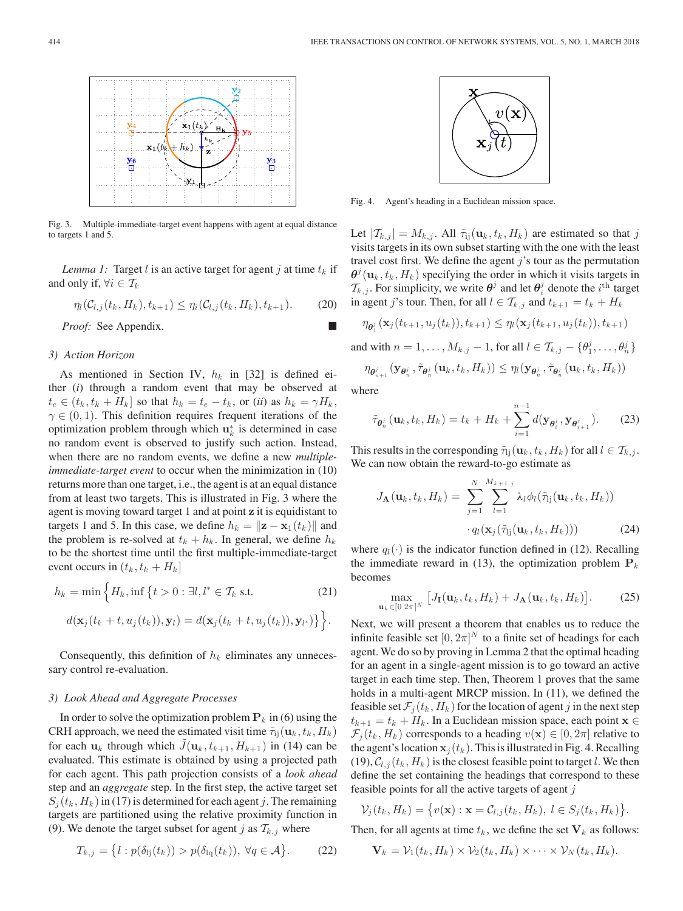Fig. 3. Multiple-immediate-target event happens with agent at equal distance to targets 1 and 5.

*Lemma 1:* Target $l$ is an active target for agent $j$ at time $t_k$ if and only if, $\forall i \in \mathcal{T}_k$

$$\eta_l(\mathcal{C}_{l,j}(t_k, H_k), t_{k+1}) \leq \eta_i(\mathcal{C}_{l,j}(t_k, H_k), t_{k+1}). \tag{20}$$

*Proof:* See Appendix. ■

### 3) Action Horizon

As mentioned in Section IV, $h_k$ in [32] is defined either (*i*) through a random event that may be observed at $t_e \in (t_k, t_k + H_k]$ so that $h_k = t_e - t_k$, or (*ii*) as $h_k = \gamma H_k$, $\gamma \in (0, 1)$. This definition requires frequent iterations of the optimization problem through which $\mathbf{u}_k^*$ is determined in case no random event is observed to justify such action. Instead, when there are no random events, we define a new *multiple-immediate-target event* to occur when the minimization in (10) returns more than one target, i.e., the agent is at an equal distance from at least two targets. This is illustrated in Fig. 3 where the agent is moving toward target 1 and at point $\mathbf{z}$ it is equidistant to targets 1 and 5. In this case, we define $h_k = \|\mathbf{z} - \mathbf{x}_1(t_k)\|$ and the problem is re-solved at $t_k + h_k$. In general, we define $h_k$ to be the shortest time until the first multiple-immediate-target event occurs in $(t_k, t_k + H_k]$

$$h_k = \min\Big\{H_k, \inf\big\{t > 0 : \exists l, l^* \in \mathcal{T}_k \text{ s.t.} \tag{21}$$
$$d(\mathbf{x}_j(t_k + t, u_j(t_k)), \mathbf{y}_l) = d(\mathbf{x}_j(t_k + t, u_j(t_k)), \mathbf{y}_{l^*})\big\}\Big\}.$$

Consequently, this definition of $h_k$ eliminates any unnecessary control re-evaluation.

### 3) Look Ahead and Aggregate Processes

In order to solve the optimization problem $\mathbf{P}_k$ in (6) using the CRH approach, we need the estimated visit time $\tilde{\tau}_{lj}(\mathbf{u}_k, t_k, H_k)$ for each $\mathbf{u}_k$ through which $\tilde{J}(\mathbf{u}_k, t_{k+1}, H_{k+1})$ in (14) can be evaluated. This estimate is obtained by using a projected path for each agent. This path projection consists of a *look ahead* step and an *aggregate* step. In the first step, the active target set $S_j(t_k, H_k)$ in (17) is determined for each agent $j$. The remaining targets are partitioned using the relative proximity function in (9). We denote the target subset for agent $j$ as $\mathcal{T}_{k,j}$ where

$$T_{k,j} = \big\{l : p(\delta_{lj}(t_k)) > p(\delta_{lq}(t_k)),\ \forall q \in \mathcal{A}\big\}. \tag{22}$$

Fig. 4. Agent's heading in a Euclidean mission space.

Let $|\mathcal{T}_{k,j}| = M_{k,j}$. All $\tilde{\tau}_{lj}(\mathbf{u}_k, t_k, H_k)$ are estimated so that $j$ visits targets in its own subset starting with the one with the least travel cost first. We define the agent $j$'s tour as the permutation $\boldsymbol{\theta}^j(\mathbf{u}_k, t_k, H_k)$ specifying the order in which it visits targets in $\mathcal{T}_{k,j}$. For simplicity, we write $\boldsymbol{\theta}^j$ and let $\boldsymbol{\theta}_i^j$ denote the $i^{\text{th}}$ target in agent $j$'s tour. Then, for all $l \in \mathcal{T}_{k,j}$ and $t_{k+1} = t_k + H_k$

$$\eta_{\boldsymbol{\theta}_1^j}(\mathbf{x}_j(t_{k+1}, u_j(t_k)), t_{k+1}) \leq \eta_l(\mathbf{x}_j(t_{k+1}, u_j(t_k)), t_{k+1})$$

and with $n = 1, \ldots, M_{k,j} - 1$, for all $l \in \mathcal{T}_{k,j} - \{\theta_1^j, \ldots, \theta_n^j\}$

$$\eta_{\boldsymbol{\theta}_{n+1}^j}(\mathbf{y}_{\boldsymbol{\theta}_n^j}, \tilde{\tau}_{\boldsymbol{\theta}_n^j}(\mathbf{u}_k, t_k, H_k)) \leq \eta_l(\mathbf{y}_{\boldsymbol{\theta}_n^j}, \tilde{\tau}_{\boldsymbol{\theta}_n^j}(\mathbf{u}_k, t_k, H_k))$$

where

$$\tilde{\tau}_{\boldsymbol{\theta}_n^j}(\mathbf{u}_k, t_k, H_k) = t_k + H_k + \sum_{i=1}^{n-1} d(\mathbf{y}_{\boldsymbol{\theta}_i^j}, \mathbf{y}_{\boldsymbol{\theta}_{i+1}^j}). \tag{23}$$

This results in the corresponding $\tilde{\tau}_{lj}(\mathbf{u}_k, t_k, H_k)$ for all $l \in \mathcal{T}_{k,j}$. We can now obtain the reward-to-go estimate as

$$J_{\mathbf{A}}(\mathbf{u}_k, t_k, H_k) = \sum_{j=1}^{N} \sum_{l=1}^{M_{k+1,j}} \lambda_l \phi_l(\tilde{\tau}_{lj}(\mathbf{u}_k, t_k, H_k)) \cdot q_l(\mathbf{x}_j(\tilde{\tau}_{lj}(\mathbf{u}_k, t_k, H_k))) \tag{24}$$

where $q_l(\cdot)$ is the indicator function defined in (12). Recalling the immediate reward in (13), the optimization problem $\mathbf{P}_k$ becomes

$$\max_{\mathbf{u}_k \in [0\ 2\pi]^N} \big[J_{\mathbf{I}}(\mathbf{u}_k, t_k, H_k) + J_{\mathbf{A}}(\mathbf{u}_k, t_k, H_k)\big]. \tag{25}$$

Next, we will present a theorem that enables us to reduce the infinite feasible set $[0, 2\pi]^N$ to a finite set of headings for each agent. We do so by proving in Lemma 2 that the optimal heading for an agent in a single-agent mission is to go toward an active target in each time step. Then, Theorem 1 proves that the same holds in a multi-agent MRCP mission. In (11), we defined the feasible set $\mathcal{F}_j(t_k, H_k)$ for the location of agent $j$ in the next step $t_{k+1} = t_k + H_k$. In a Euclidean mission space, each point $\mathbf{x} \in \mathcal{F}_j(t_k, H_k)$ corresponds to a heading $v(\mathbf{x}) \in [0, 2\pi]$ relative to the agent's location $\mathbf{x}_j(t_k)$. This is illustrated in Fig. 4. Recalling (19), $\mathcal{C}_{l,j}(t_k, H_k)$ is the closest feasible point to target $l$. We then define the set containing the headings that correspond to these feasible points for all the active targets of agent $j$

$$\mathcal{V}_j(t_k, H_k) = \big\{v(\mathbf{x}) : \mathbf{x} = \mathcal{C}_{l,j}(t_k, H_k),\ l \in S_j(t_k, H_k)\big\}.$$

Then, for all agents at time $t_k$, we define the set $\mathbf{V}_k$ as follows:

$$\mathbf{V}_k = \mathcal{V}_1(t_k, H_k) \times \mathcal{V}_2(t_k, H_k) \times \cdots \times \mathcal{V}_N(t_k, H_k).$$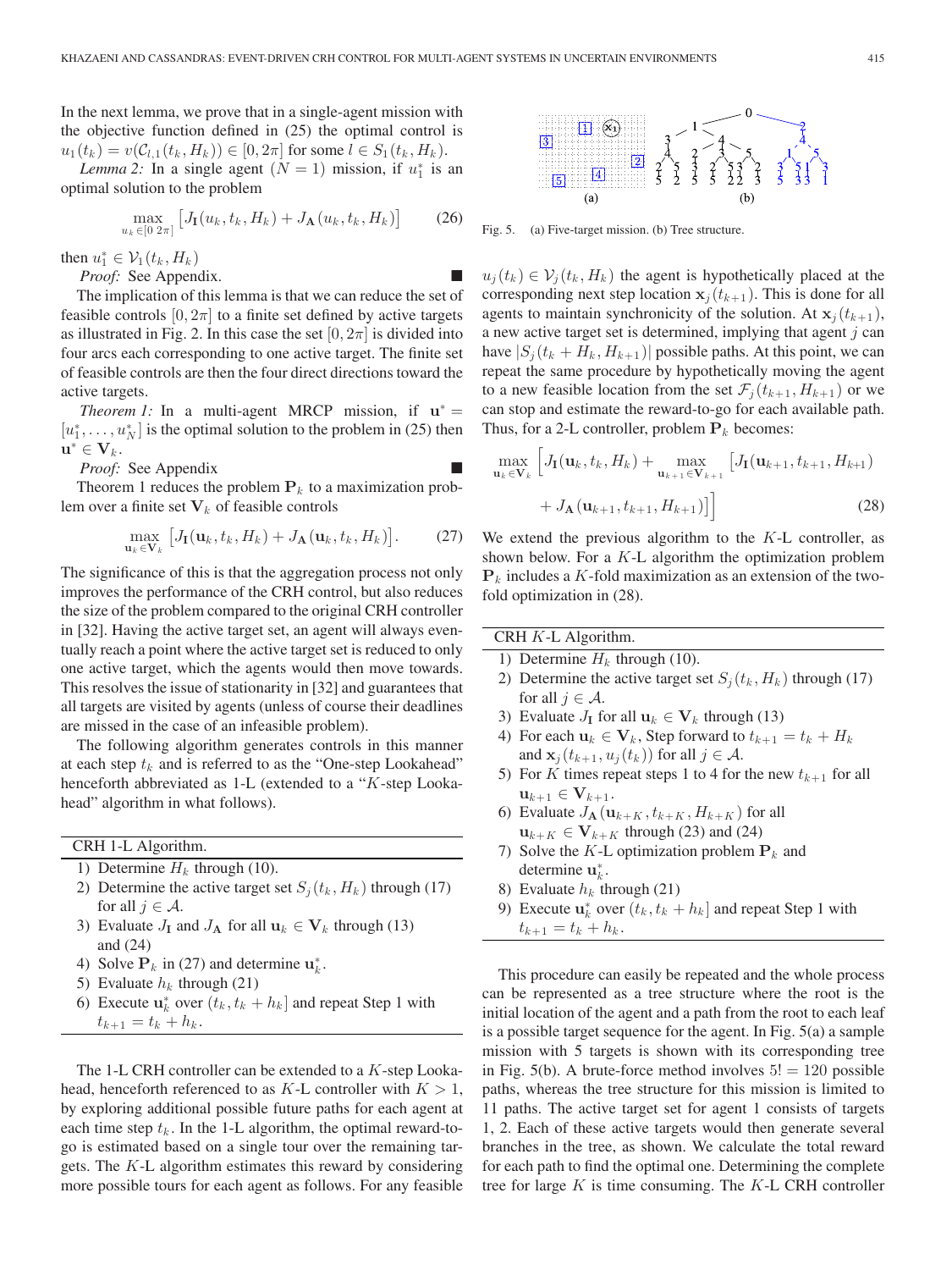In the next lemma, we prove that in a single-agent mission with the objective function defined in (25) the optimal control is $u_1(t_k) = v(\mathcal{C}_{l,1}(t_k, H_k)) \in [0, 2\pi]$ for some $l \in S_1(t_k, H_k)$.

*Lemma 2:* In a single agent ($N = 1$) mission, if $u_1^*$ is an optimal solution to the problem

$$\max_{u_k \in [0\ 2\pi]} \left[ J_{\mathbf{I}}(u_k, t_k, H_k) + J_{\mathbf{A}}(u_k, t_k, H_k) \right] \tag{26}$$

then $u_1^* \in \mathcal{V}_1(t_k, H_k)$

*Proof:* See Appendix. ∎

The implication of this lemma is that we can reduce the set of feasible controls $[0, 2\pi]$ to a finite set defined by active targets as illustrated in Fig. 2. In this case the set $[0, 2\pi]$ is divided into four arcs each corresponding to one active target. The finite set of feasible controls are then the four direct directions toward the active targets.

*Theorem 1:* In a multi-agent MRCP mission, if $\mathbf{u}^* = [u_1^*, \ldots, u_N^*]$ is the optimal solution to the problem in (25) then $\mathbf{u}^* \in \mathbf{V}_k$.

*Proof:* See Appendix ∎

Theorem 1 reduces the problem $\mathbf{P}_k$ to a maximization problem over a finite set $\mathbf{V}_k$ of feasible controls

$$\max_{\mathbf{u}_k \in \mathbf{V}_k} \left[ J_{\mathbf{I}}(\mathbf{u}_k, t_k, H_k) + J_{\mathbf{A}}(\mathbf{u}_k, t_k, H_k) \right]. \tag{27}$$

The significance of this is that the aggregation process not only improves the performance of the CRH control, but also reduces the size of the problem compared to the original CRH controller in [32]. Having the active target set, an agent will always eventually reach a point where the active target set is reduced to only one active target, which the agents would then move towards. This resolves the issue of stationarity in [32] and guarantees that all targets are visited by agents (unless of course their deadlines are missed in the case of an infeasible problem).

The following algorithm generates controls in this manner at each step $t_k$ and is referred to as the "One-step Lookahead" henceforth abbreviated as 1-L (extended to a "$K$-step Lookahead" algorithm in what follows).

**CRH 1-L Algorithm.**

1) Determine $H_k$ through (10).
2) Determine the active target set $S_j(t_k, H_k)$ through (17) for all $j \in \mathcal{A}$.
3) Evaluate $J_{\mathbf{I}}$ and $J_{\mathbf{A}}$ for all $\mathbf{u}_k \in \mathbf{V}_k$ through (13) and (24)
4) Solve $\mathbf{P}_k$ in (27) and determine $\mathbf{u}_k^*$.
5) Evaluate $h_k$ through (21)
6) Execute $\mathbf{u}_k^*$ over $(t_k, t_k + h_k]$ and repeat Step 1 with $t_{k+1} = t_k + h_k$.

The 1-L CRH controller can be extended to a $K$-step Lookahead, henceforth referenced to as $K$-L controller with $K > 1$, by exploring additional possible future paths for each agent at each time step $t_k$. In the 1-L algorithm, the optimal reward-to-go is estimated based on a single tour over the remaining targets. The $K$-L algorithm estimates this reward by considering more possible tours for each agent as follows. For any feasible $u_j(t_k) \in \mathcal{V}_j(t_k, H_k)$ the agent is hypothetically placed at the corresponding next step location $\mathbf{x}_j(t_{k+1})$. This is done for all agents to maintain synchronicity of the solution. At $\mathbf{x}_j(t_{k+1})$, a new active target set is determined, implying that agent $j$ can have $|S_j(t_k + H_k, H_{k+1})|$ possible paths. At this point, we can repeat the same procedure by hypothetically moving the agent to a new feasible location from the set $\mathcal{F}_j(t_{k+1}, H_{k+1})$ or we can stop and estimate the reward-to-go for each available path. Thus, for a 2-L controller, problem $\mathbf{P}_k$ becomes:

$$\max_{\mathbf{u}_k \in \mathbf{V}_k} \Big[ J_{\mathbf{I}}(\mathbf{u}_k, t_k, H_k) + \max_{\mathbf{u}_{k+1} \in \mathbf{V}_{k+1}} \big[ J_{\mathbf{I}}(\mathbf{u}_{k+1}, t_{k+1}, H_{k+1}) + J_{\mathbf{A}}(\mathbf{u}_{k+1}, t_{k+1}, H_{k+1}) \big] \Big] \tag{28}$$

We extend the previous algorithm to the $K$-L controller, as shown below. For a $K$-L algorithm the optimization problem $\mathbf{P}_k$ includes a $K$-fold maximization as an extension of the two-fold optimization in (28).

**CRH $K$-L Algorithm.**

1) Determine $H_k$ through (10).
2) Determine the active target set $S_j(t_k, H_k)$ through (17) for all $j \in \mathcal{A}$.
3) Evaluate $J_{\mathbf{I}}$ for all $\mathbf{u}_k \in \mathbf{V}_k$ through (13)
4) For each $\mathbf{u}_k \in \mathbf{V}_k$, Step forward to $t_{k+1} = t_k + H_k$ and $\mathbf{x}_j(t_{k+1}, u_j(t_k))$ for all $j \in \mathcal{A}$.
5) For $K$ times repeat steps 1 to 4 for the new $t_{k+1}$ for all $\mathbf{u}_{k+1} \in \mathbf{V}_{k+1}$.
6) Evaluate $J_{\mathbf{A}}(\mathbf{u}_{k+K}, t_{k+K}, H_{k+K})$ for all $\mathbf{u}_{k+K} \in \mathbf{V}_{k+K}$ through (23) and (24)
7) Solve the $K$-L optimization problem $\mathbf{P}_k$ and determine $\mathbf{u}_k^*$.
8) Evaluate $h_k$ through (21)
9) Execute $\mathbf{u}_k^*$ over $(t_k, t_k + h_k]$ and repeat Step 1 with $t_{k+1} = t_k + h_k$.

Fig. 5. (a) Five-target mission. (b) Tree structure.

This procedure can easily be repeated and the whole process can be represented as a tree structure where the root is the initial location of the agent and a path from the root to each leaf is a possible target sequence for the agent. In Fig. 5(a) a sample mission with 5 targets is shown with its corresponding tree in Fig. 5(b). A brute-force method involves $5! = 120$ possible paths, whereas the tree structure for this mission is limited to 11 paths. The active target set for agent 1 consists of targets 1, 2. Each of these active targets would then generate several branches in the tree, as shown. We calculate the total reward for each path to find the optimal one. Determining the complete tree for large $K$ is time consuming. The $K$-L CRH controller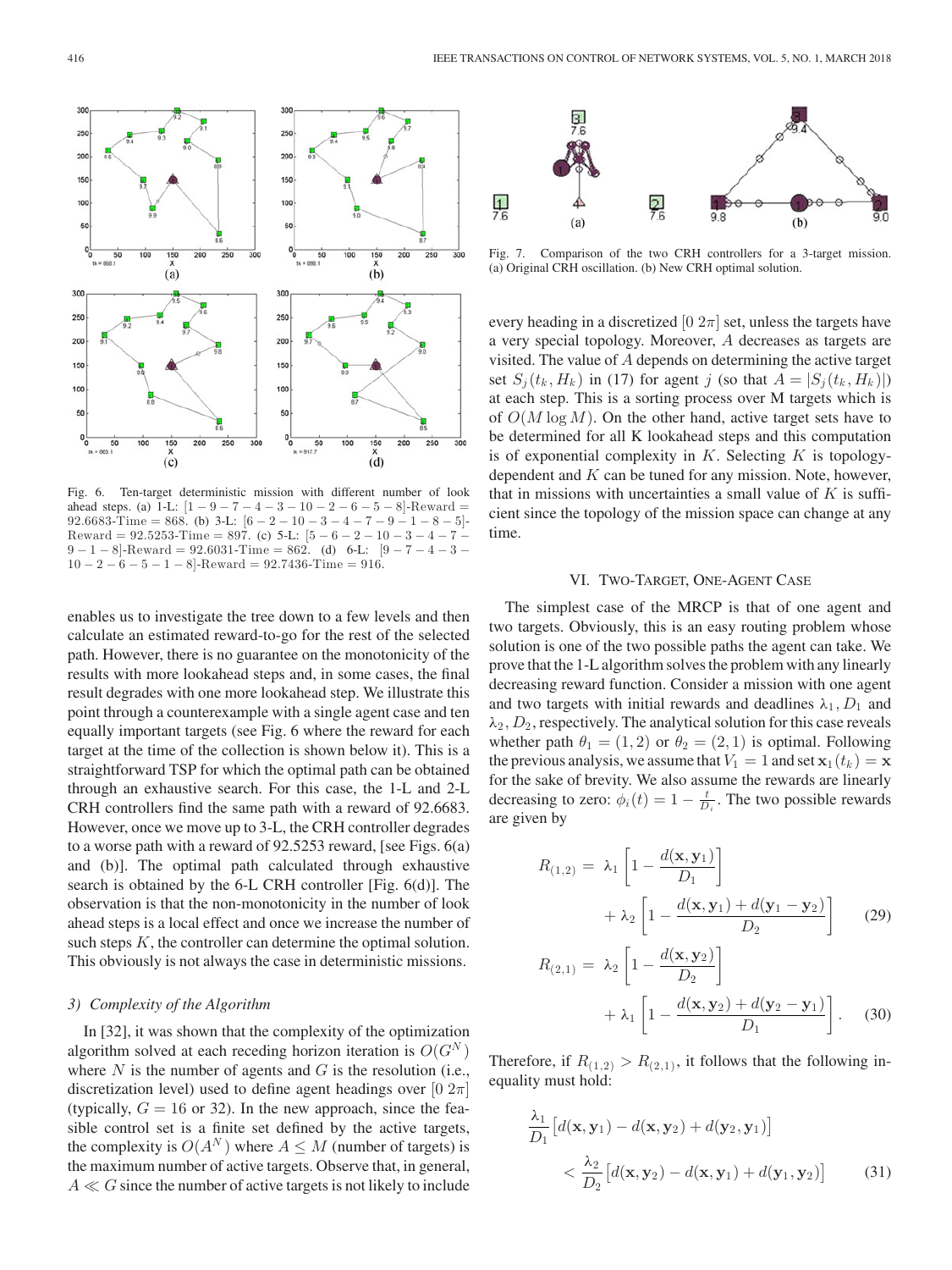Fig. 6. Ten-target deterministic mission with different number of look ahead steps. (a) 1-L: $[1-9-7-4-3-10-2-6-5-8]$-Reward $=$ 92.6683-Time $=$ 868. (b) 3-L: $[6-2-10-3-4-7-9-1-8-5]$-Reward $=$ 92.5253-Time $=$ 897. (c) 5-L: $[5-6-2-10-3-4-7-9-1-8]$-Reward $=$ 92.6031-Time $=$ 862. (d) 6-L: $[9-7-4-3-10-2-6-5-1-8]$-Reward $=$ 92.7436-Time $=$ 916.

enables us to investigate the tree down to a few levels and then calculate an estimated reward-to-go for the rest of the selected path. However, there is no guarantee on the monotonicity of the results with more lookahead steps and, in some cases, the final result degrades with one more lookahead step. We illustrate this point through a counterexample with a single agent case and ten equally important targets (see Fig. 6 where the reward for each target at the time of the collection is shown below it). This is a straightforward TSP for which the optimal path can be obtained through an exhaustive search. For this case, the 1-L and 2-L CRH controllers find the same path with a reward of 92.6683. However, once we move up to 3-L, the CRH controller degrades to a worse path with a reward of 92.5253 reward, [see Figs. 6(a) and (b)]. The optimal path calculated through exhaustive search is obtained by the 6-L CRH controller [Fig. 6(d)]. The observation is that the non-monotonicity in the number of look ahead steps is a local effect and once we increase the number of such steps $K$, the controller can determine the optimal solution. This obviously is not always the case in deterministic missions.

### 3) Complexity of the Algorithm

In [32], it was shown that the complexity of the optimization algorithm solved at each receding horizon iteration is $O(G^N)$ where $N$ is the number of agents and $G$ is the resolution (i.e., discretization level) used to define agent headings over $[0\ 2\pi]$ (typically, $G = 16$ or 32). In the new approach, since the feasible control set is a finite set defined by the active targets, the complexity is $O(A^N)$ where $A \le M$ (number of targets) is the maximum number of active targets. Observe that, in general, $A \ll G$ since the number of active targets is not likely to include every heading in a discretized $[0\ 2\pi]$ set, unless the targets have a very special topology. Moreover, $A$ decreases as targets are visited. The value of $A$ depends on determining the active target set $S_j(t_k, H_k)$ in (17) for agent $j$ (so that $A = |S_j(t_k, H_k)|$) at each step. This is a sorting process over M targets which is of $O(M \log M)$. On the other hand, active target sets have to be determined for all K lookahead steps and this computation is of exponential complexity in $K$. Selecting $K$ is topology-dependent and $K$ can be tuned for any mission. Note, however, that in missions with uncertainties a small value of $K$ is sufficient since the topology of the mission space can change at any time.

Fig. 7. Comparison of the two CRH controllers for a 3-target mission. (a) Original CRH oscillation. (b) New CRH optimal solution.

## VI. Two-Target, One-Agent Case

The simplest case of the MRCP is that of one agent and two targets. Obviously, this is an easy routing problem whose solution is one of the two possible paths the agent can take. We prove that the 1-L algorithm solves the problem with any linearly decreasing reward function. Consider a mission with one agent and two targets with initial rewards and deadlines $\lambda_1, D_1$ and $\lambda_2, D_2$, respectively. The analytical solution for this case reveals whether path $\theta_1 = (1, 2)$ or $\theta_2 = (2, 1)$ is optimal. Following the previous analysis, we assume that $V_1 = 1$ and set $\mathbf{x}_1(t_k) = \mathbf{x}$ for the sake of brevity. We also assume the rewards are linearly decreasing to zero: $\phi_i(t) = 1 - \frac{t}{D_i}$. The two possible rewards are given by

$$
\begin{aligned}
R_{(1,2)} = \ & \lambda_1 \left[1 - \frac{d(\mathbf{x}, \mathbf{y}_1)}{D_1}\right] \\
& + \lambda_2 \left[1 - \frac{d(\mathbf{x}, \mathbf{y}_1) + d(\mathbf{y}_1 - \mathbf{y}_2)}{D_2}\right] \qquad (29)
\end{aligned}
$$

$$
\begin{aligned}
R_{(2,1)} = \ & \lambda_2 \left[1 - \frac{d(\mathbf{x}, \mathbf{y}_2)}{D_2}\right] \\
& + \lambda_1 \left[1 - \frac{d(\mathbf{x}, \mathbf{y}_2) + d(\mathbf{y}_2 - \mathbf{y}_1)}{D_1}\right]. \qquad (30)
\end{aligned}
$$

Therefore, if $R_{(1,2)} > R_{(2,1)}$, it follows that the following inequality must hold:

$$
\begin{aligned}
& \frac{\lambda_1}{D_1}\left[d(\mathbf{x}, \mathbf{y}_1) - d(\mathbf{x}, \mathbf{y}_2) + d(\mathbf{y}_2, \mathbf{y}_1)\right] \\
& \quad < \frac{\lambda_2}{D_2}\left[d(\mathbf{x}, \mathbf{y}_2) - d(\mathbf{x}, \mathbf{y}_1) + d(\mathbf{y}_1, \mathbf{y}_2)\right] \qquad (31)
\end{aligned}
$$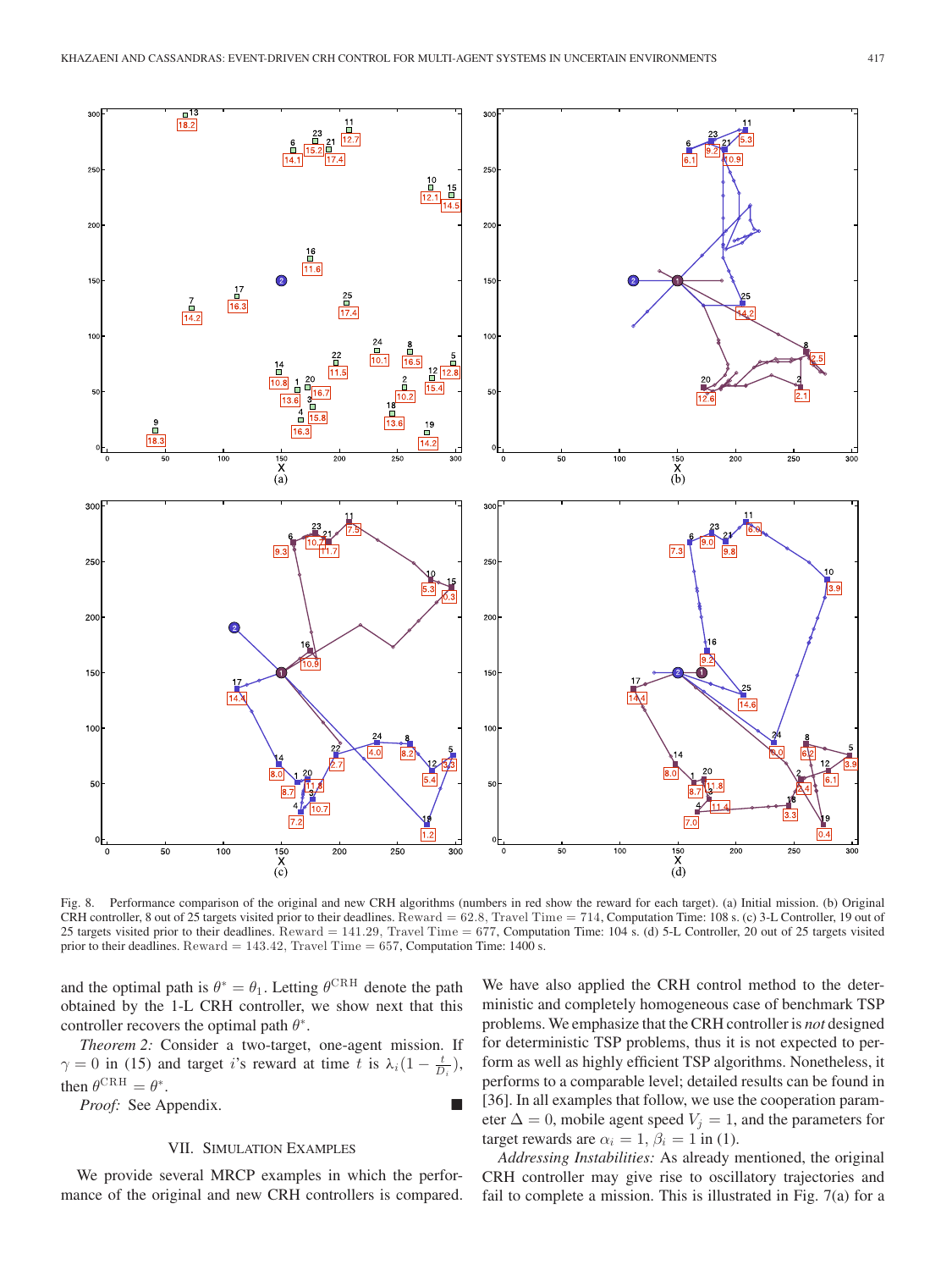Fig. 8. Performance comparison of the original and new CRH algorithms (numbers in red show the reward for each target). (a) Initial mission. (b) Original CRH controller, 8 out of 25 targets visited prior to their deadlines. Reward = 62.8, Travel Time = 714, Computation Time: 108 s. (c) 3-L Controller, 19 out of 25 targets visited prior to their deadlines. Reward = 141.29, Travel Time = 677, Computation Time: 104 s. (d) 5-L Controller, 20 out of 25 targets visited prior to their deadlines. Reward = 143.42, Travel Time = 657, Computation Time: 1400 s.

and the optimal path is $\theta^* = \theta_1$. Letting $\theta^{\mathrm{CRH}}$ denote the path obtained by the 1-L CRH controller, we show next that this controller recovers the optimal path $\theta^*$.

*Theorem 2:* Consider a two-target, one-agent mission. If $\gamma = 0$ in (15) and target $i$'s reward at time $t$ is $\lambda_i(1 - \frac{t}{D_i})$, then $\theta^{\mathrm{CRH}} = \theta^*$.

*Proof:* See Appendix. ■

## VII. Simulation Examples

We provide several MRCP examples in which the performance of the original and new CRH controllers is compared. We have also applied the CRH control method to the deterministic and completely homogeneous case of benchmark TSP problems. We emphasize that the CRH controller is *not* designed for deterministic TSP problems, thus it is not expected to perform as well as highly efficient TSP algorithms. Nonetheless, it performs to a comparable level; detailed results can be found in [36]. In all examples that follow, we use the cooperation parameter $\Delta = 0$, mobile agent speed $V_j = 1$, and the parameters for target rewards are $\alpha_i = 1$, $\beta_i = 1$ in (1).

*Addressing Instabilities:* As already mentioned, the original CRH controller may give rise to oscillatory trajectories and fail to complete a mission. This is illustrated in Fig. 7(a) for a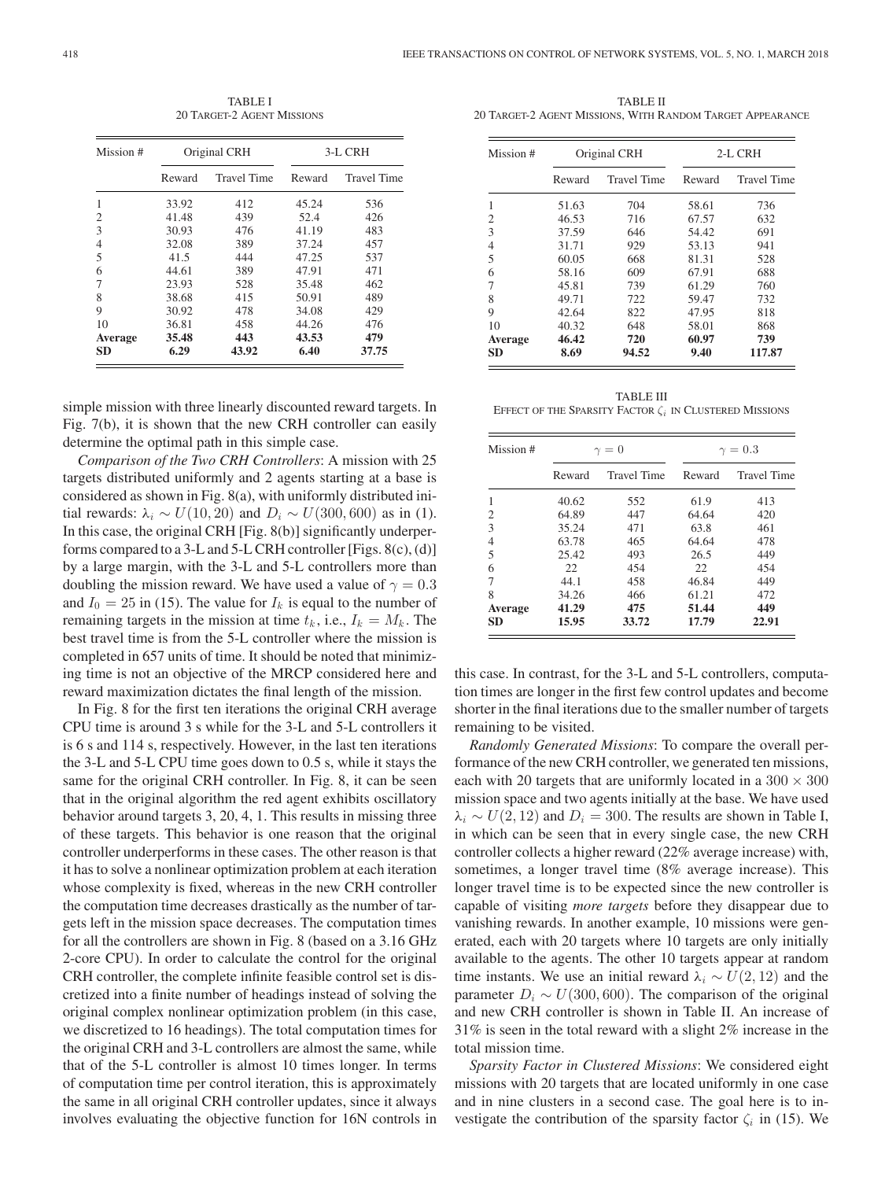TABLE I
20 Target-2 Agent Missions

| Mission # | Original CRH | | 3-L CRH | |
|---|---|---|---|---|
| | Reward | Travel Time | Reward | Travel Time |
| 1 | 33.92 | 412 | 45.24 | 536 |
| 2 | 41.48 | 439 | 52.4 | 426 |
| 3 | 30.93 | 476 | 41.19 | 483 |
| 4 | 32.08 | 389 | 37.24 | 457 |
| 5 | 41.5 | 444 | 47.25 | 537 |
| 6 | 44.61 | 389 | 47.91 | 471 |
| 7 | 23.93 | 528 | 35.48 | 462 |
| 8 | 38.68 | 415 | 50.91 | 489 |
| 9 | 30.92 | 478 | 34.08 | 429 |
| 10 | 36.81 | 458 | 44.26 | 476 |
| **Average** | **35.48** | **443** | **43.53** | **479** |
| **SD** | **6.29** | **43.92** | **6.40** | **37.75** |

simple mission with three linearly discounted reward targets. In Fig. 7(b), it is shown that the new CRH controller can easily determine the optimal path in this simple case.

*Comparison of the Two CRH Controllers*: A mission with 25 targets distributed uniformly and 2 agents starting at a base is considered as shown in Fig. 8(a), with uniformly distributed initial rewards: $\lambda_i \sim U(10, 20)$ and $D_i \sim U(300, 600)$ as in (1). In this case, the original CRH [Fig. 8(b)] significantly underperforms compared to a 3-L and 5-L CRH controller [Figs. 8(c), (d)] by a large margin, with the 3-L and 5-L controllers more than doubling the mission reward. We have used a value of $\gamma = 0.3$ and $I_0 = 25$ in (15). The value for $I_k$ is equal to the number of remaining targets in the mission at time $t_k$, i.e., $I_k = M_k$. The best travel time is from the 5-L controller where the mission is completed in 657 units of time. It should be noted that minimizing time is not an objective of the MRCP considered here and reward maximization dictates the final length of the mission.

In Fig. 8 for the first ten iterations the original CRH average CPU time is around 3 s while for the 3-L and 5-L controllers it is 6 s and 114 s, respectively. However, in the last ten iterations the 3-L and 5-L CPU time goes down to 0.5 s, while it stays the same for the original CRH controller. In Fig. 8, it can be seen that in the original algorithm the red agent exhibits oscillatory behavior around targets 3, 20, 4, 1. This results in missing three of these targets. This behavior is one reason that the original controller underperforms in these cases. The other reason is that it has to solve a nonlinear optimization problem at each iteration whose complexity is fixed, whereas in the new CRH controller the computation time decreases drastically as the number of targets left in the mission space decreases. The computation times for all the controllers are shown in Fig. 8 (based on a 3.16 GHz 2-core CPU). In order to calculate the control for the original CRH controller, the complete infinite feasible control set is discretized into a finite number of headings instead of solving the original complex nonlinear optimization problem (in this case, we discretized to 16 headings). The total computation times for the original CRH and 3-L controllers are almost the same, while that of the 5-L controller is almost 10 times longer. In terms of computation time per control iteration, this is approximately the same in all original CRH controller updates, since it always involves evaluating the objective function for 16N controls in this case. In contrast, for the 3-L and 5-L controllers, computation times are longer in the first few control updates and become shorter in the final iterations due to the smaller number of targets remaining to be visited.

TABLE II
20 Target-2 Agent Missions, With Random Target Appearance

| Mission # | Original CRH | | 2-L CRH | |
|---|---|---|---|---|
| | Reward | Travel Time | Reward | Travel Time |
| 1 | 51.63 | 704 | 58.61 | 736 |
| 2 | 46.53 | 716 | 67.57 | 632 |
| 3 | 37.59 | 646 | 54.42 | 691 |
| 4 | 31.71 | 929 | 53.13 | 941 |
| 5 | 60.05 | 668 | 81.31 | 528 |
| 6 | 58.16 | 609 | 67.91 | 688 |
| 7 | 45.81 | 739 | 61.29 | 760 |
| 8 | 49.71 | 722 | 59.47 | 732 |
| 9 | 42.64 | 822 | 47.95 | 818 |
| 10 | 40.32 | 648 | 58.01 | 868 |
| **Average** | **46.42** | **720** | **60.97** | **739** |
| **SD** | **8.69** | **94.52** | **9.40** | **117.87** |

TABLE III
Effect of the Sparsity Factor $\zeta_i$ in Clustered Missions

| Mission # | $\gamma = 0$ | | $\gamma = 0.3$ | |
|---|---|---|---|---|
| | Reward | Travel Time | Reward | Travel Time |
| 1 | 40.62 | 552 | 61.9 | 413 |
| 2 | 64.89 | 447 | 64.64 | 420 |
| 3 | 35.24 | 471 | 63.8 | 461 |
| 4 | 63.78 | 465 | 64.64 | 478 |
| 5 | 25.42 | 493 | 26.5 | 449 |
| 6 | 22 | 454 | 22 | 454 |
| 7 | 44.1 | 458 | 46.84 | 449 |
| 8 | 34.26 | 466 | 61.21 | 472 |
| **Average** | **41.29** | **475** | **51.44** | **449** |
| **SD** | **15.95** | **33.72** | **17.79** | **22.91** |

*Randomly Generated Missions*: To compare the overall performance of the new CRH controller, we generated ten missions, each with 20 targets that are uniformly located in a $300 \times 300$ mission space and two agents initially at the base. We have used $\lambda_i \sim U(2, 12)$ and $D_i = 300$. The results are shown in Table I, in which can be seen that in every single case, the new CRH controller collects a higher reward (22% average increase) with, sometimes, a longer travel time (8% average increase). This longer travel time is to be expected since the new controller is capable of visiting *more targets* before they disappear due to vanishing rewards. In another example, 10 missions were generated, each with 20 targets where 10 targets are only initially available to the agents. The other 10 targets appear at random time instants. We use an initial reward $\lambda_i \sim U(2, 12)$ and the parameter $D_i \sim U(300, 600)$. The comparison of the original and new CRH controller is shown in Table II. An increase of 31% is seen in the total reward with a slight 2% increase in the total mission time.

*Sparsity Factor in Clustered Missions*: We considered eight missions with 20 targets that are located uniformly in one case and in nine clusters in a second case. The goal here is to investigate the contribution of the sparsity factor $\zeta_i$ in (15). We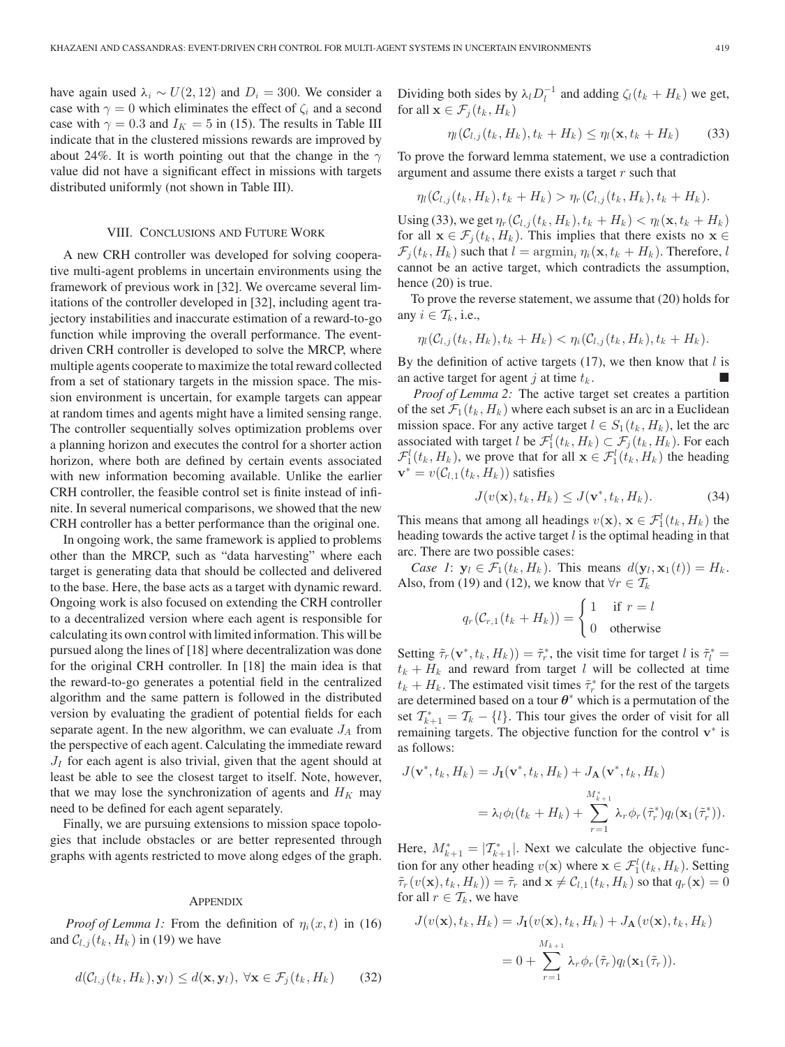have again used $\lambda_i \sim U(2, 12)$ and $D_i = 300$. We consider a case with $\gamma = 0$ which eliminates the effect of $\zeta_i$ and a second case with $\gamma = 0.3$ and $I_K = 5$ in (15). The results in Table III indicate that in the clustered missions rewards are improved by about 24%. It is worth pointing out that the change in the $\gamma$ value did not have a significant effect in missions with targets distributed uniformly (not shown in Table III).

## VIII. Conclusions and Future Work

A new CRH controller was developed for solving cooperative multi-agent problems in uncertain environments using the framework of previous work in [32]. We overcame several limitations of the controller developed in [32], including agent trajectory instabilities and inaccurate estimation of a reward-to-go function while improving the overall performance. The event-driven CRH controller is developed to solve the MRCP, where multiple agents cooperate to maximize the total reward collected from a set of stationary targets in the mission space. The mission environment is uncertain, for example targets can appear at random times and agents might have a limited sensing range. The controller sequentially solves optimization problems over a planning horizon and executes the control for a shorter action horizon, where both are defined by certain events associated with new information becoming available. Unlike the earlier CRH controller, the feasible control set is finite instead of infinite. In several numerical comparisons, we showed that the new CRH controller has a better performance than the original one.

In ongoing work, the same framework is applied to problems other than the MRCP, such as "data harvesting" where each target is generating data that should be collected and delivered to the base. Here, the base acts as a target with dynamic reward. Ongoing work is also focused on extending the CRH controller to a decentralized version where each agent is responsible for calculating its own control with limited information. This will be pursued along the lines of [18] where decentralization was done for the original CRH controller. In [18] the main idea is that the reward-to-go generates a potential field in the centralized algorithm and the same pattern is followed in the distributed version by evaluating the gradient of potential fields for each separate agent. In the new algorithm, we can evaluate $J_A$ from the perspective of each agent. Calculating the immediate reward $J_I$ for each agent is also trivial, given that the agent should at least be able to see the closest target to itself. Note, however, that we may lose the synchronization of agents and $H_K$ may need to be defined for each agent separately.

Finally, we are pursuing extensions to mission space topologies that include obstacles or are better represented through graphs with agents restricted to move along edges of the graph.

## Appendix

*Proof of Lemma 1:* From the definition of $\eta_i(x, t)$ in (16) and $\mathcal{C}_{l,j}(t_k, H_k)$ in (19) we have

$$d(\mathcal{C}_{l,j}(t_k, H_k), \mathbf{y}_l) \leq d(\mathbf{x}, \mathbf{y}_l),\ \forall \mathbf{x} \in \mathcal{F}_j(t_k, H_k) \tag{32}$$

Dividing both sides by $\lambda_l D_l^{-1}$ and adding $\zeta_l(t_k + H_k)$ we get, for all $\mathbf{x} \in \mathcal{F}_j(t_k, H_k)$

$$\eta_l(\mathcal{C}_{l,j}(t_k, H_k), t_k + H_k) \leq \eta_l(\mathbf{x}, t_k + H_k) \tag{33}$$

To prove the forward lemma statement, we use a contradiction argument and assume there exists a target $r$ such that

$$\eta_l(\mathcal{C}_{l,j}(t_k, H_k), t_k + H_k) > \eta_r(\mathcal{C}_{l,j}(t_k, H_k), t_k + H_k).$$

Using (33), we get $\eta_r(\mathcal{C}_{l,j}(t_k, H_k), t_k + H_k) < \eta_l(\mathbf{x}, t_k + H_k)$ for all $\mathbf{x} \in \mathcal{F}_j(t_k, H_k)$. This implies that there exists no $\mathbf{x} \in \mathcal{F}_j(t_k, H_k)$ such that $l = \arg\min_i \eta_i(\mathbf{x}, t_k + H_k)$. Therefore, $l$ cannot be an active target, which contradicts the assumption, hence (20) is true.

To prove the reverse statement, we assume that (20) holds for any $i \in \mathcal{T}_k$, i.e.,

$$\eta_l(\mathcal{C}_{l,j}(t_k, H_k), t_k + H_k) < \eta_i(\mathcal{C}_{l,j}(t_k, H_k), t_k + H_k).$$

By the definition of active targets (17), we then know that $l$ is an active target for agent $j$ at time $t_k$. ∎

*Proof of Lemma 2:* The active target set creates a partition of the set $\mathcal{F}_1(t_k, H_k)$ where each subset is an arc in a Euclidean mission space. For any active target $l \in S_1(t_k, H_k)$, let the arc associated with target $l$ be $\mathcal{F}_1^l(t_k, H_k) \subset \mathcal{F}_j(t_k, H_k)$. For each $\mathcal{F}_1^l(t_k, H_k)$, we prove that for all $\mathbf{x} \in \mathcal{F}_1^l(t_k, H_k)$ the heading $\mathbf{v}^* = v(\mathcal{C}_{l,1}(t_k, H_k))$ satisfies

$$J(v(\mathbf{x}), t_k, H_k) \leq J(\mathbf{v}^*, t_k, H_k). \tag{34}$$

This means that among all headings $v(\mathbf{x})$, $\mathbf{x} \in \mathcal{F}_1^l(t_k, H_k)$ the heading towards the active target $l$ is the optimal heading in that arc. There are two possible cases:

*Case 1*: $\mathbf{y}_l \in \mathcal{F}_1(t_k, H_k)$. This means $d(\mathbf{y}_l, \mathbf{x}_1(t)) = H_k$. Also, from (19) and (12), we know that $\forall r \in \mathcal{T}_k$

$$q_r(\mathcal{C}_{r,1}(t_k + H_k)) = \begin{cases} 1 & \text{if } r = l \\ 0 & \text{otherwise} \end{cases}$$

Setting $\tilde{\tau}_r(\mathbf{v}^*, t_k, H_k)) = \tilde{\tau}_r^*$, the visit time for target $l$ is $\tilde{\tau}_l^* = t_k + H_k$ and reward from target $l$ will be collected at time $t_k + H_k$. The estimated visit times $\tilde{\tau}_r^*$ for the rest of the targets are determined based on a tour $\boldsymbol{\theta}^*$ which is a permutation of the set $\mathcal{T}_{k+1}^* = \mathcal{T}_k - \{l\}$. This tour gives the order of visit for all remaining targets. The objective function for the control $\mathbf{v}^*$ is as follows:

$$\begin{aligned} J(\mathbf{v}^*, t_k, H_k) &= J_{\mathbf{I}}(\mathbf{v}^*, t_k, H_k) + J_{\mathbf{A}}(\mathbf{v}^*, t_k, H_k) \\ &= \lambda_l \phi_l(t_k + H_k) + \sum_{r=1}^{M_{k+1}^*} \lambda_r \phi_r(\tilde{\tau}_r^*) q_l(\mathbf{x}_1(\tilde{\tau}_r^*)). \end{aligned}$$

Here, $M_{k+1}^* = |\mathcal{T}_{k+1}^*|$. Next we calculate the objective function for any other heading $v(\mathbf{x})$ where $\mathbf{x} \in \mathcal{F}_1^l(t_k, H_k)$. Setting $\tilde{\tau}_r(v(\mathbf{x}), t_k, H_k)) = \tilde{\tau}_r$ and $\mathbf{x} \neq \mathcal{C}_{l,1}(t_k, H_k)$ so that $q_r(\mathbf{x}) = 0$ for all $r \in \mathcal{T}_k$, we have

$$\begin{aligned} J(v(\mathbf{x}), t_k, H_k) &= J_{\mathbf{I}}(v(\mathbf{x}), t_k, H_k) + J_{\mathbf{A}}(v(\mathbf{x}), t_k, H_k) \\ &= 0 + \sum_{r=1}^{M_{k+1}} \lambda_r \phi_r(\tilde{\tau}_r) q_l(\mathbf{x}_1(\tilde{\tau}_r)). \end{aligned}$$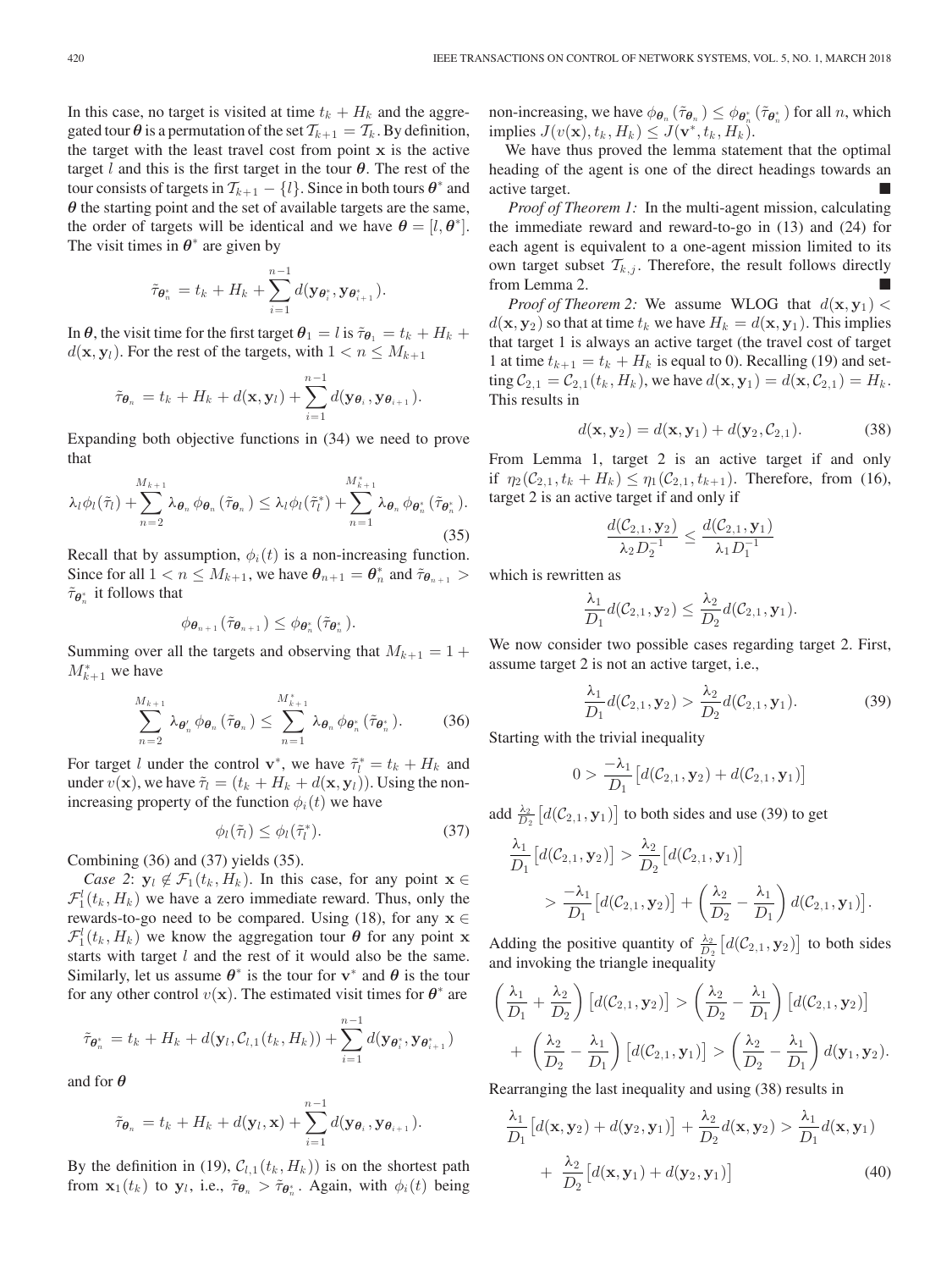In this case, no target is visited at time $t_k + H_k$ and the aggregated tour $\boldsymbol{\theta}$ is a permutation of the set $\mathcal{T}_{k+1} = \mathcal{T}_k$. By definition, the target with the least travel cost from point $\mathbf{x}$ is the active target $l$ and this is the first target in the tour $\boldsymbol{\theta}$. The rest of the tour consists of targets in $\mathcal{T}_{k+1} - \{l\}$. Since in both tours $\boldsymbol{\theta}^*$ and $\boldsymbol{\theta}$ the starting point and the set of available targets are the same, the order of targets will be identical and we have $\boldsymbol{\theta} = [l, \boldsymbol{\theta}^*]$. The visit times in $\boldsymbol{\theta}^*$ are given by

$$\tilde{\tau}_{\boldsymbol{\theta}^*_n} = t_k + H_k + \sum_{i=1}^{n-1} d(\mathbf{y}_{\boldsymbol{\theta}^*_i}, \mathbf{y}_{\boldsymbol{\theta}^*_{i+1}}).$$

In $\boldsymbol{\theta}$, the visit time for the first target $\boldsymbol{\theta}_1 = l$ is $\tilde{\tau}_{\boldsymbol{\theta}_1} = t_k + H_k + d(\mathbf{x}, \mathbf{y}_l)$. For the rest of the targets, with $1 < n \leq M_{k+1}$

$$\tilde{\tau}_{\boldsymbol{\theta}_n} = t_k + H_k + d(\mathbf{x}, \mathbf{y}_l) + \sum_{i=1}^{n-1} d(\mathbf{y}_{\boldsymbol{\theta}_i}, \mathbf{y}_{\boldsymbol{\theta}_{i+1}}).$$

Expanding both objective functions in (34) we need to prove that

$$\lambda_l \phi_l(\tilde{\tau}_l) + \sum_{n=2}^{M_{k+1}} \lambda_{\boldsymbol{\theta}_n} \phi_{\boldsymbol{\theta}_n}(\tilde{\tau}_{\boldsymbol{\theta}_n}) \leq \lambda_l \phi_l(\tilde{\tau}^*_l) + \sum_{n=1}^{M^*_{k+1}} \lambda_{\boldsymbol{\theta}_n} \phi_{\boldsymbol{\theta}^*_n}(\tilde{\tau}_{\boldsymbol{\theta}^*_n}). \tag{35}$$

Recall that by assumption, $\phi_i(t)$ is a non-increasing function. Since for all $1 < n \leq M_{k+1}$, we have $\boldsymbol{\theta}_{n+1} = \boldsymbol{\theta}^*_n$ and $\tilde{\tau}_{\boldsymbol{\theta}_{n+1}} > \tilde{\tau}_{\boldsymbol{\theta}^*_n}$ it follows that

$$\phi_{\boldsymbol{\theta}_{n+1}}(\tilde{\tau}_{\boldsymbol{\theta}_{n+1}}) \leq \phi_{\boldsymbol{\theta}^*_n}(\tilde{\tau}_{\boldsymbol{\theta}^*_n}).$$

Summing over all the targets and observing that $M_{k+1} = 1 + M^*_{k+1}$ we have

$$\sum_{n=2}^{M_{k+1}} \lambda_{\boldsymbol{\theta}'_n} \phi_{\boldsymbol{\theta}_n}(\tilde{\tau}_{\boldsymbol{\theta}_n}) \leq \sum_{n=1}^{M^*_{k+1}} \lambda_{\boldsymbol{\theta}_n} \phi_{\boldsymbol{\theta}^*_n}(\tilde{\tau}_{\boldsymbol{\theta}^*_n}). \tag{36}$$

For target $l$ under the control $\mathbf{v}^*$, we have $\tilde{\tau}^*_l = t_k + H_k$ and under $v(\mathbf{x})$, we have $\tilde{\tau}_l = (t_k + H_k + d(\mathbf{x}, \mathbf{y}_l))$. Using the non-increasing property of the function $\phi_i(t)$ we have

$$\phi_l(\tilde{\tau}_l) \leq \phi_l(\tilde{\tau}^*_l). \tag{37}$$

Combining (36) and (37) yields (35).

*Case 2*: $\mathbf{y}_l \notin \mathcal{F}_1(t_k, H_k)$. In this case, for any point $\mathbf{x} \in \mathcal{F}^l_1(t_k, H_k)$ we have a zero immediate reward. Thus, only the rewards-to-go need to be compared. Using (18), for any $\mathbf{x} \in \mathcal{F}^l_1(t_k, H_k)$ we know the aggregation tour $\boldsymbol{\theta}$ for any point $\mathbf{x}$ starts with target $l$ and the rest of it would also be the same. Similarly, let us assume $\boldsymbol{\theta}^*$ is the tour for $\mathbf{v}^*$ and $\boldsymbol{\theta}$ is the tour for any other control $v(\mathbf{x})$. The estimated visit times for $\boldsymbol{\theta}^*$ are

$$\tilde{\tau}_{\boldsymbol{\theta}^*_n} = t_k + H_k + d(\mathbf{y}_l, \mathcal{C}_{l,1}(t_k, H_k)) + \sum_{i=1}^{n-1} d(\mathbf{y}_{\boldsymbol{\theta}^*_i}, \mathbf{y}_{\boldsymbol{\theta}^*_{i+1}})$$

and for $\boldsymbol{\theta}$

$$\tilde{\tau}_{\boldsymbol{\theta}_n} = t_k + H_k + d(\mathbf{y}_l, \mathbf{x}) + \sum_{i=1}^{n-1} d(\mathbf{y}_{\boldsymbol{\theta}_i}, \mathbf{y}_{\boldsymbol{\theta}_{i+1}}).$$

By the definition in (19), $\mathcal{C}_{l,1}(t_k, H_k))$ is on the shortest path from $\mathbf{x}_1(t_k)$ to $\mathbf{y}_l$, i.e., $\tilde{\tau}_{\boldsymbol{\theta}_n} > \tilde{\tau}_{\boldsymbol{\theta}^*_n}$. Again, with $\phi_i(t)$ being non-increasing, we have $\phi_{\boldsymbol{\theta}_n}(\tilde{\tau}_{\boldsymbol{\theta}_n}) \leq \phi_{\boldsymbol{\theta}^*_n}(\tilde{\tau}_{\boldsymbol{\theta}^*_n})$ for all $n$, which implies $J(v(\mathbf{x}), t_k, H_k) \leq J(\mathbf{v}^*, t_k, H_k)$.

We have thus proved the lemma statement that the optimal heading of the agent is one of the direct headings towards an active target. ■

*Proof of Theorem 1:* In the multi-agent mission, calculating the immediate reward and reward-to-go in (13) and (24) for each agent is equivalent to a one-agent mission limited to its own target subset $\mathcal{T}_{k,j}$. Therefore, the result follows directly from Lemma 2. ■

*Proof of Theorem 2:* We assume WLOG that $d(\mathbf{x}, \mathbf{y}_1) < d(\mathbf{x}, \mathbf{y}_2)$ so that at time $t_k$ we have $H_k = d(\mathbf{x}, \mathbf{y}_1)$. This implies that target 1 is always an active target (the travel cost of target 1 at time $t_{k+1} = t_k + H_k$ is equal to 0). Recalling (19) and setting $\mathcal{C}_{2,1} = \mathcal{C}_{2,1}(t_k, H_k)$, we have $d(\mathbf{x}, \mathbf{y}_1) = d(\mathbf{x}, \mathcal{C}_{2,1}) = H_k$. This results in

$$d(\mathbf{x}, \mathbf{y}_2) = d(\mathbf{x}, \mathbf{y}_1) + d(\mathbf{y}_2, \mathcal{C}_{2,1}). \tag{38}$$

From Lemma 1, target 2 is an active target if and only if $\eta_2(\mathcal{C}_{2,1}, t_k + H_k) \leq \eta_1(\mathcal{C}_{2,1}, t_{k+1})$. Therefore, from (16), target 2 is an active target if and only if

$$\frac{d(\mathcal{C}_{2,1}, \mathbf{y}_2)}{\lambda_2 D_2^{-1}} \leq \frac{d(\mathcal{C}_{2,1}, \mathbf{y}_1)}{\lambda_1 D_1^{-1}}$$

which is rewritten as

$$\frac{\lambda_1}{D_1} d(\mathcal{C}_{2,1}, \mathbf{y}_2) \leq \frac{\lambda_2}{D_2} d(\mathcal{C}_{2,1}, \mathbf{y}_1).$$

We now consider two possible cases regarding target 2. First, assume target 2 is not an active target, i.e.,

$$\frac{\lambda_1}{D_1} d(\mathcal{C}_{2,1}, \mathbf{y}_2) > \frac{\lambda_2}{D_2} d(\mathcal{C}_{2,1}, \mathbf{y}_1). \tag{39}$$

Starting with the trivial inequality

$$0 > \frac{-\lambda_1}{D_1}\left[d(\mathcal{C}_{2,1}, \mathbf{y}_2) + d(\mathcal{C}_{2,1}, \mathbf{y}_1)\right]$$

add $\frac{\lambda_2}{D_2}\left[d(\mathcal{C}_{2,1}, \mathbf{y}_1)\right]$ to both sides and use (39) to get

$$\begin{aligned}
\frac{\lambda_1}{D_1}\left[d(\mathcal{C}_{2,1}, \mathbf{y}_2)\right] &> \frac{\lambda_2}{D_2}\left[d(\mathcal{C}_{2,1}, \mathbf{y}_1)\right] \\
&> \frac{-\lambda_1}{D_1}\left[d(\mathcal{C}_{2,1}, \mathbf{y}_2)\right] + \left(\frac{\lambda_2}{D_2} - \frac{\lambda_1}{D_1}\right) d(\mathcal{C}_{2,1}, \mathbf{y}_1)\big].
\end{aligned}$$

Adding the positive quantity of $\frac{\lambda_2}{D_2}\left[d(\mathcal{C}_{2,1}, \mathbf{y}_2)\right]$ to both sides and invoking the triangle inequality

$$\begin{aligned}
\left(\frac{\lambda_1}{D_1} + \frac{\lambda_2}{D_2}\right)\left[d(\mathcal{C}_{2,1}, \mathbf{y}_2)\right] &> \left(\frac{\lambda_2}{D_2} - \frac{\lambda_1}{D_1}\right)\left[d(\mathcal{C}_{2,1}, \mathbf{y}_2)\right] \\
+ \left(\frac{\lambda_2}{D_2} - \frac{\lambda_1}{D_1}\right)\left[d(\mathcal{C}_{2,1}, \mathbf{y}_1)\right] &> \left(\frac{\lambda_2}{D_2} - \frac{\lambda_1}{D_1}\right) d(\mathbf{y}_1, \mathbf{y}_2).
\end{aligned}$$

Rearranging the last inequality and using (38) results in

$$\begin{aligned}
\frac{\lambda_1}{D_1}\left[d(\mathbf{x}, \mathbf{y}_2) + d(\mathbf{y}_2, \mathbf{y}_1)\right] + \frac{\lambda_2}{D_2} d(\mathbf{x}, \mathbf{y}_2) &> \frac{\lambda_1}{D_1} d(\mathbf{x}, \mathbf{y}_1) \\
+ \frac{\lambda_2}{D_2}\left[d(\mathbf{x}, \mathbf{y}_1) + d(\mathbf{y}_2, \mathbf{y}_1)\right]
\end{aligned} \tag{40}$$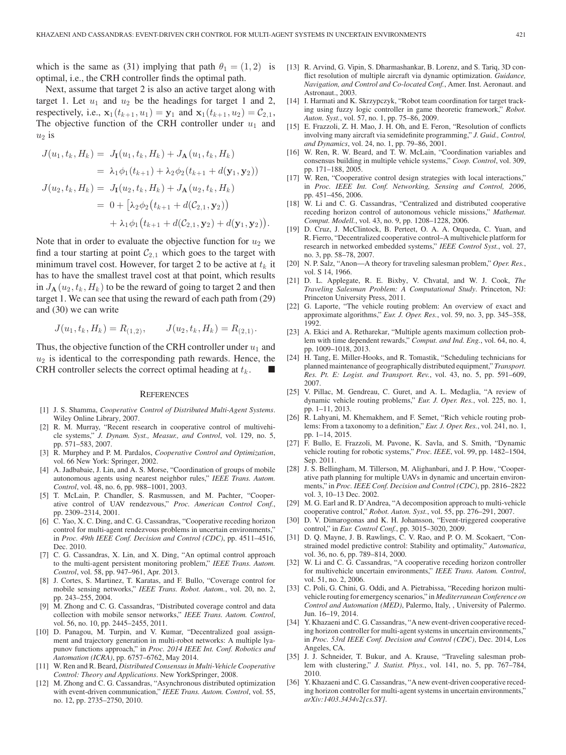which is the same as (31) implying that path $\theta_1 = (1, 2)$ is optimal, i.e., the CRH controller finds the optimal path.

Next, assume that target 2 is also an active target along with target 1. Let $u_1$ and $u_2$ be the headings for target 1 and 2, respectively, i.e., $\mathbf{x}_1(t_{k+1}, u_1) = \mathbf{y}_1$ and $\mathbf{x}_1(t_{k+1}, u_2) = \mathcal{C}_{2,1}$, The objective function of the CRH controller under $u_1$ and $u_2$ is

$$
\begin{aligned}
J(u_1, t_k, H_k) &= J_{\mathbf{I}}(u_1, t_k, H_k) + J_{\mathbf{A}}(u_1, t_k, H_k) \\
&= \lambda_1 \phi_1(t_{k+1}) + \lambda_2 \phi_2(t_{k+1} + d(\mathbf{y}_1, \mathbf{y}_2)) \\
J(u_2, t_k, H_k) &= J_{\mathbf{I}}(u_2, t_k, H_k) + J_{\mathbf{A}}(u_2, t_k, H_k) \\
&= 0 + \big[\lambda_2 \phi_2\big(t_{k+1} + d(\mathcal{C}_{2,1}, \mathbf{y}_2)\big) \\
&\quad + \lambda_1 \phi_1\big(t_{k+1} + d(\mathcal{C}_{2,1}, \mathbf{y}_2) + d(\mathbf{y}_1, \mathbf{y}_2)\big).
\end{aligned}
$$

Note that in order to evaluate the objective function for $u_2$ we find a tour starting at point $\mathcal{C}_{2,1}$ which goes to the target with minimum travel cost. However, for target 2 to be active at $t_k$ it has to have the smallest travel cost at that point, which results in $J_{\mathbf{A}}(u_2, t_k, H_k)$ to be the reward of going to target 2 and then target 1. We can see that using the reward of each path from (29) and (30) we can write

$$
J(u_1, t_k, H_k) = R_{(1,2)}, \qquad J(u_2, t_k, H_k) = R_{(2,1)}.
$$

Thus, the objective function of the CRH controller under $u_1$ and $u_2$ is identical to the corresponding path rewards. Hence, the CRH controller selects the correct optimal heading at $t_k$. ■

## References

[1] J. S. Shamma, *Cooperative Control of Distributed Multi-Agent Systems*. Wiley Online Library, 2007.

[2] R. M. Murray, "Recent research in cooperative control of multivehicle systems," *J. Dynam. Syst., Measur., and Control*, vol. 129, no. 5, pp. 571–583, 2007.

[3] R. Murphey and P. M. Pardalos, *Cooperative Control and Optimization*, vol. 66 New York: Springer, 2002.

[4] A. Jadbabaie, J. Lin, and A. S. Morse, "Coordination of groups of mobile autonomous agents using nearest neighbor rules," *IEEE Trans. Autom. Control*, vol. 48, no. 6, pp. 988–1001, 2003.

[5] T. McLain, P. Chandler, S. Rasmussen, and M. Pachter, "Cooperative control of UAV rendezvous," *Proc. American Control Conf.*, pp. 2309–2314, 2001.

[6] C. Yao, X. C. Ding, and C. G. Cassandras, "Cooperative receding horizon control for multi-agent rendezvous problems in uncertain environments," in *Proc. 49th IEEE Conf. Decision and Control (CDC)*, pp. 4511–4516, Dec. 2010.

[7] C. G. Cassandras, X. Lin, and X. Ding, "An optimal control approach to the multi-agent persistent monitoring problem," *IEEE Trans. Autom. Control*, vol. 58, pp. 947–961, Apr. 2013.

[8] J. Cortes, S. Martinez, T. Karatas, and F. Bullo, "Coverage control for mobile sensing networks," *IEEE Trans. Robot. Autom.*, vol. 20, no. 2, pp. 243–255, 2004.

[9] M. Zhong and C. G. Cassandras, "Distributed coverage control and data collection with mobile sensor networks," *IEEE Trans. Autom. Control*, vol. 56, no. 10, pp. 2445–2455, 2011.

[10] D. Panagou, M. Turpin, and V. Kumar, "Decentralized goal assignment and trajectory generation in multi-robot networks: A multiple lyapunov functions approach," in *Proc. 2014 IEEE Int. Conf. Robotics and Automation (ICRA)*, pp. 6757–6762, May 2014.

[11] W. Ren and R. Beard, *Distributed Consensus in Multi-Vehicle Cooperative Control: Theory and Applications*. New YorkSpringer, 2008.

[12] M. Zhong and C. G. Cassandras, "Asynchronous distributed optimization with event-driven communication," *IEEE Trans. Autom. Control*, vol. 55, no. 12, pp. 2735–2750, 2010.

[13] R. Arvind, G. Vipin, S. Dharmashankar, B. Lorenz, and S. Tariq, 3D conflict resolution of multiple aircraft via dynamic optimization. *Guidance, Navigation, and Control and Co-located Conf.*, Amer. Inst. Aeronaut. and Astronaut., 2003.

[14] I. Harmati and K. Skrzypczyk, "Robot team coordination for target tracking using fuzzy logic controller in game theoretic framework," *Robot. Auton. Syst.*, vol. 57, no. 1, pp. 75–86, 2009.

[15] E. Frazzoli, Z. H. Mao, J. H. Oh, and E. Feron, "Resolution of conflicts involving many aircraft via semidefinite programming," *J. Guid., Control, and Dynamics*, vol. 24, no. 1, pp. 79–86, 2001.

[16] W. Ren, R. W. Beard, and T. W. McLain, "Coordination variables and consensus building in multiple vehicle systems," *Coop. Control*, vol. 309, pp. 171–188, 2005.

[17] W. Ren, "Cooperative control design strategies with local interactions," in *Proc. IEEE Int. Conf. Networking, Sensing and Control, 2006*, pp. 451–456, 2006.

[18] W. Li and C. G. Cassandras, "Centralized and distributed cooperative receding horizon control of autonomous vehicle missions," *Mathemat. Comput. Modell.*, vol. 43, no. 9, pp. 1208–1228, 2006.

[19] D. Cruz, J. McClintock, B. Perteet, O. A. A. Orqueda, C. Yuan, and R. Fierro, "Decentralized cooperative control–A multivehicle platform for research in networked embedded systems," *IEEE Control Syst.*, vol. 27, no. 3, pp. 58–78, 2007.

[20] N. P. Salz, "Anon—A theory for traveling salesman problem," *Oper. Res.*, vol. S 14, 1966.

[21] D. L. Applegate, R. E. Bixby, V. Chvatal, and W. J. Cook, *The Traveling Salesman Problem: A Computational Study*. Princeton, NJ: Princeton University Press, 2011.

[22] G. Laporte, "The vehicle routing problem: An overview of exact and approximate algorithms," *Eur. J. Oper. Res.*, vol. 59, no. 3, pp. 345–358, 1992.

[23] A. Ekici and A. Retharekar, "Multiple agents maximum collection problem with time dependent rewards," *Comput. and Ind. Eng.*, vol. 64, no. 4, pp. 1009–1018, 2013.

[24] H. Tang, E. Miller-Hooks, and R. Tomastik, "Scheduling technicians for planned maintenance of geographically distributed equipment," *Transport. Res. Pt. E: Logist. and Transport. Rev.*, vol. 43, no. 5, pp. 591–609, 2007.

[25] V. Pillac, M. Gendreau, C. Guret, and A. L. Medaglia, "A review of dynamic vehicle routing problems," *Eur. J. Oper. Res.*, vol. 225, no. 1, pp. 1–11, 2013.

[26] R. Lahyani, M. Khemakhem, and F. Semet, "Rich vehicle routing problems: From a taxonomy to a definition," *Eur. J. Oper. Res.*, vol. 241, no. 1, pp. 1–14, 2015.

[27] F. Bullo, E. Frazzoli, M. Pavone, K. Savla, and S. Smith, "Dynamic vehicle routing for robotic systems," *Proc. IEEE*, vol. 99, pp. 1482–1504, Sep. 2011.

[28] J. S. Bellingham, M. Tillerson, M. Alighanbari, and J. P. How, "Cooperative path planning for multiple UAVs in dynamic and uncertain environments," in *Proc. IEEE Conf. Decision and Control (CDC)*, pp. 2816–2822 vol. 3, 10–13 Dec. 2002.

[29] M. G. Earl and R. D'Andrea, "A decomposition approach to multi-vehicle cooperative control," *Robot. Auton. Syst.*, vol. 55, pp. 276–291, 2007.

[30] D. V. Dimarogonas and K. H. Johansson, "Event-triggered cooperative control," in *Eur. Control Conf.*, pp. 3015–3020, 2009.

[31] D. Q. Mayne, J. B. Rawlings, C. V. Rao, and P. O. M. Scokaert, "Constrained model predictive control: Stability and optimality," *Automatica*, vol. 36, no. 6, pp. 789–814, 2000.

[32] W. Li and C. G. Cassandras, "A cooperative receding horizon controller for multivehicle uncertain environments," *IEEE Trans. Autom. Control*, vol. 51, no. 2, 2006.

[33] C. Poli, G. Chini, G. Oddi, and A. Pietrabissa, "Receding horizon multi-vehicle routing for emergency scenarios," in *Mediterranean Conference on Control and Automation (MED)*, Palermo, Italy, , University of Palermo. Jun. 16–19, 2014.

[34] Y. Khazaeni and C. G. Cassandras, "A new event-driven cooperative receding horizon controller for multi-agent systems in uncertain environments," in *Proc. 53rd IEEE Conf. Decision and Control (CDC)*, Dec. 2014, Los Angeles, CA.

[35] J. J. Schneider, T. Bukur, and A. Krause, "Traveling salesman problem with clustering," *J. Statist. Phys.*, vol. 141, no. 5, pp. 767–784, 2010.

[36] Y. Khazaeni and C. G. Cassandras, "A new event-driven cooperative receding horizon controller for multi-agent systems in uncertain environments," *arXiv:1403.3434v2[cs.SY]*.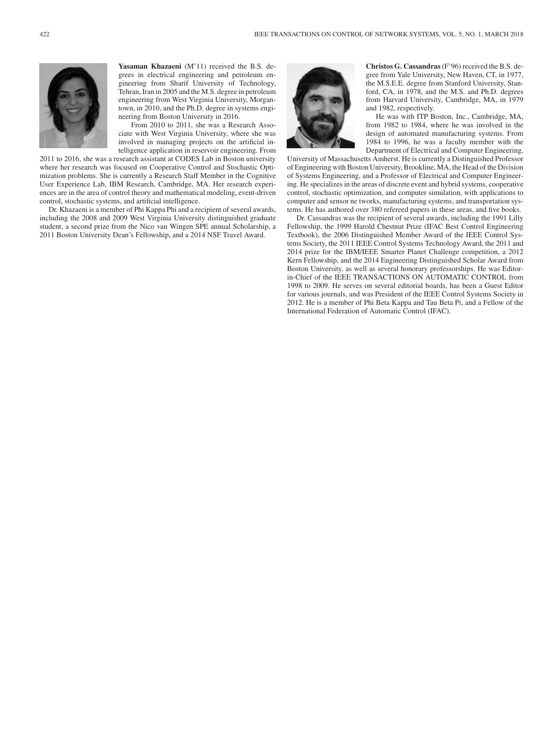**Yasaman Khazaeni** (M'11) received the B.S. degrees in electrical engineering and petroleum engineering from Sharif University of Technology, Tehran, Iran in 2005 and the M.S. degree in petroleum engineering from West Virginia University, Morgantown, in 2010, and the Ph.D. degree in systems engineering from Boston University in 2016.

From 2010 to 2011, she was a Research Associate with West Virginia University, where she was involved in managing projects on the artificial intelligence application in reservoir engineering. From 2011 to 2016, she was a research assistant at CODES Lab in Boston university where her research was focused on Cooperative Control and Stochastic Optimization problems. She is currently a Research Staff Member in the Cognitive User Experience Lab, IBM Research, Cambridge, MA. Her research experiences are in the area of control theory and mathematical modeling, event-driven control, stochastic systems, and artificial intelligence.

Dr. Khazaeni is a member of Phi Kappa Phi and a recipient of several awards, including the 2008 and 2009 West Virginia University distinguished graduate student, a second prize from the Nico van Wingen SPE annual Scholarship, a 2011 Boston University Dean's Fellowship, and a 2014 NSF Travel Award.

**Christos G. Cassandras** (F'96) received the B.S. degree from Yale University, New Haven, CT, in 1977, the M.S.E.E. degree from Stanford University, Stanford, CA, in 1978, and the M.S. and Ph.D. degrees from Harvard University, Cambridge, MA, in 1979 and 1982, respectively.

He was with ITP Boston, Inc., Cambridge, MA, from 1982 to 1984, where he was involved in the design of automated manufacturing systems. From 1984 to 1996, he was a faculty member with the Department of Electrical and Computer Engineering, University of Massachusetts Amherst. He is currently a Distinguished Professor of Engineering with Boston University, Brookline, MA, the Head of the Division of Systems Engineering, and a Professor of Electrical and Computer Engineering. He specializes in the areas of discrete event and hybrid systems, cooperative control, stochastic optimization, and computer simulation, with applications to computer and sensor ne tworks, manufacturing systems, and transportation systems. He has authored over 380 refereed papers in these areas, and five books.

Dr. Cassandras was the recipient of several awards, including the 1991 Lilly Fellowship, the 1999 Harold Chestnut Prize (IFAC Best Control Engineering Textbook), the 2006 Distinguished Member Award of the IEEE Control Systems Society, the 2011 IEEE Control Systems Technology Award, the 2011 and 2014 prize for the IBM/IEEE Smarter Planet Challenge competition, a 2012 Kern Fellowship, and the 2014 Engineering Distinguished Scholar Award from Boston University, as well as several honorary professorships. He was Editor-in-Chief of the IEEE TRANSACTIONS ON AUTOMATIC CONTROL from 1998 to 2009. He serves on several editorial boards, has been a Guest Editor for various journals, and was President of the IEEE Control Systems Society in 2012. He is a member of Phi Beta Kappa and Tau Beta Pi, and a Fellow of the International Federation of Automatic Control (IFAC).